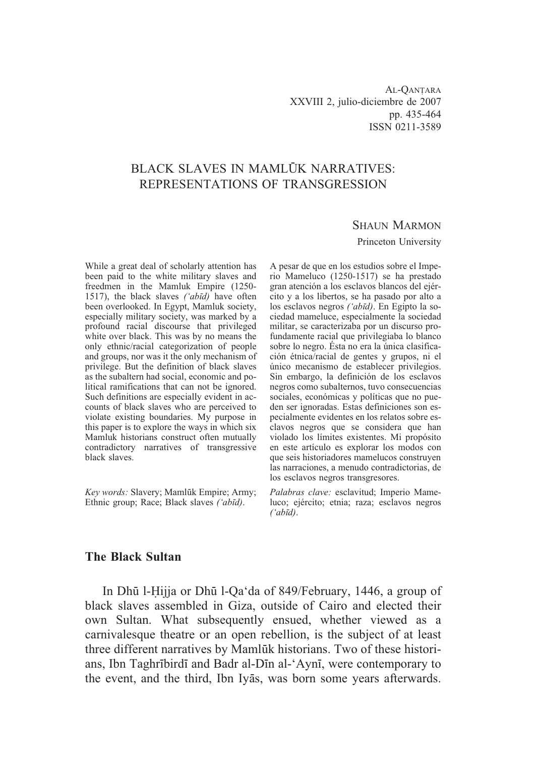# BLACK SLAVES IN MAMLŪK NARRATIVES: REPRESENTATIONS OF TRANSGRESSION

SHAUN MARMON
Princeton University

While a great deal of scholarly attention has been paid to the white military slaves and freedmen in the Mamluk Empire (1250-1517), the black slaves *('abīd)* have often been overlooked. In Egypt, Mamluk society, especially military society, was marked by a profound racial discourse that privileged white over black. This was by no means the only ethnic/racial categorization of people and groups, nor was it the only mechanism of privilege. But the definition of black slaves as the subaltern had social, economic and political ramifications that can not be ignored. Such definitions are especially evident in accounts of black slaves who are perceived to violate existing boundaries. My purpose in this paper is to explore the ways in which six Mamluk historians construct often mutually contradictory narratives of transgressive black slaves.

*Key words:* Slavery; Mamlūk Empire; Army; Ethnic group; Race; Black slaves *('abīd)*.

A pesar de que en los estudios sobre el Imperio Mameluco (1250-1517) se ha prestado gran atención a los esclavos blancos del ejército y a los libertos, se ha pasado por alto a los esclavos negros *('abīd)*. En Egipto la sociedad mameluce, especialmente la sociedad militar, se caracterizaba por un discurso profundamente racial que privilegiaba lo blanco sobre lo negro. Ésta no era la única clasificación étnica/racial de gentes y grupos, ni el único mecanismo de establecer privilegios. Sin embargo, la definición de los esclavos negros como subalternos, tuvo consecuencias sociales, económicas y políticas que no pueden ser ignoradas. Estas definiciones son especialmente evidentes en los relatos sobre esclavos negros que se considera que han violado los límites existentes. Mi propósito en este artículo es explorar los modos con que seis historiadores mamelucos construyen las narraciones, a menudo contradictorias, de los esclavos negros transgresores.

*Palabras clave:* esclavitud; Imperio Mameluco; ejército; etnia; raza; esclavos negros *('abīd)*.

## The Black Sultan

In Dhū l-Ḥijja or Dhū l-Qa'da of 849/February, 1446, a group of black slaves assembled in Giza, outside of Cairo and elected their own Sultan. What subsequently ensued, whether viewed as a carnivalesque theatre or an open rebellion, is the subject of at least three different narratives by Mamlūk historians. Two of these historians, Ibn Taghrībirdī and Badr al-Dīn al-'Aynī, were contemporary to the event, and the third, Ibn Iyās, was born some years afterwards.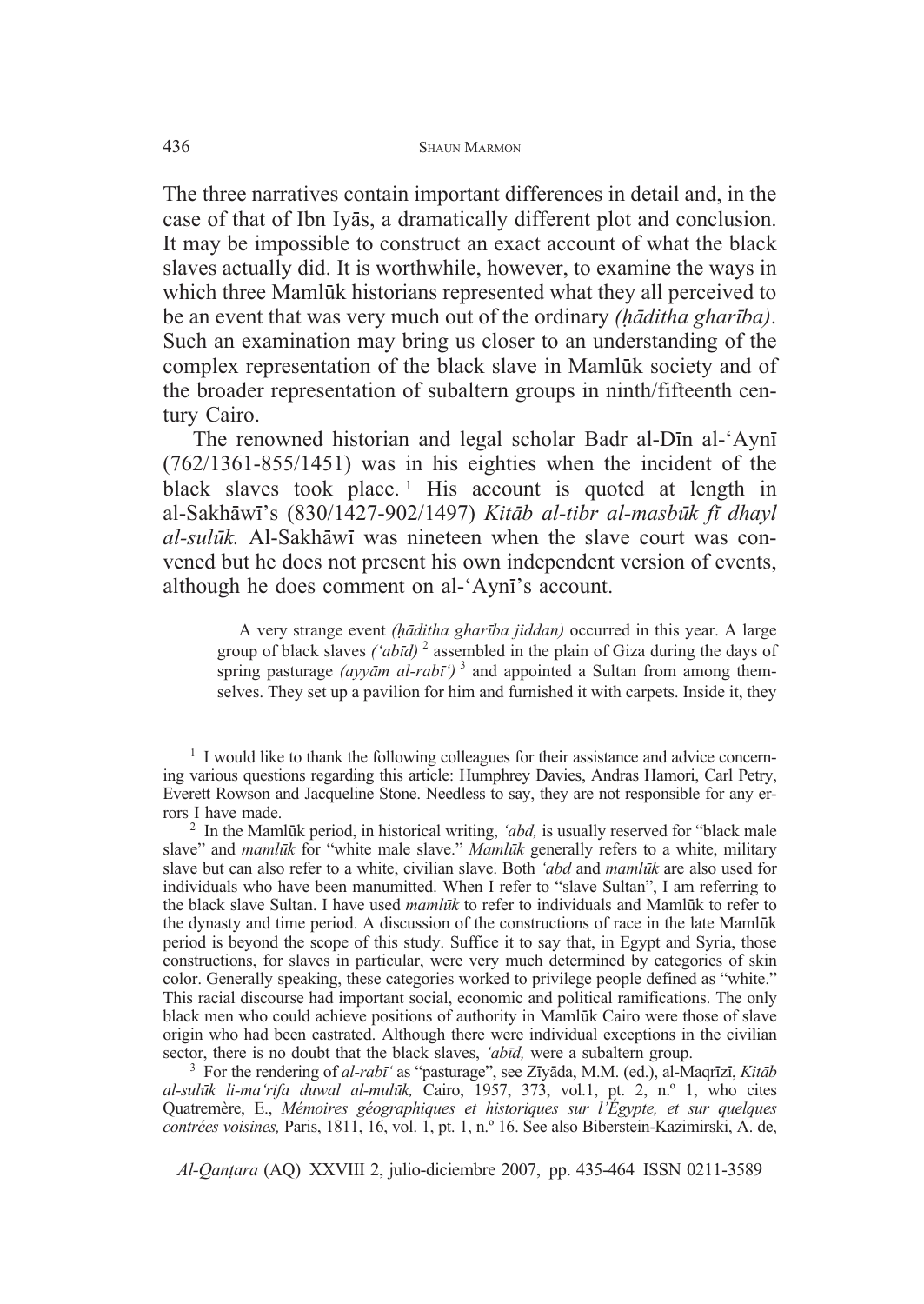The three narratives contain important differences in detail and, in the case of that of Ibn Iyās, a dramatically different plot and conclusion. It may be impossible to construct an exact account of what the black slaves actually did. It is worthwhile, however, to examine the ways in which three Mamlūk historians represented what they all perceived to be an event that was very much out of the ordinary *(ḥāditha gharība)*. Such an examination may bring us closer to an understanding of the complex representation of the black slave in Mamlūk society and of the broader representation of subaltern groups in ninth/fifteenth century Cairo.

The renowned historian and legal scholar Badr al-Dīn al-ʿAynī (762/1361-855/1451) was in his eighties when the incident of the black slaves took place.[1] His account is quoted at length in al-Sakhāwī's (830/1427-902/1497) *Kitāb al-tibr al-masbūk fī dhayl al-sulūk.* Al-Sakhāwī was nineteen when the slave court was convened but he does not present his own independent version of events, although he does comment on al-ʿAynī's account.

> A very strange event *(ḥāditha gharība jiddan)* occurred in this year. A large group of black slaves *(ʿabīd)*[2] assembled in the plain of Giza during the days of spring pasturage *(ayyām al-rabīʿ)*[3] and appointed a Sultan from among themselves. They set up a pavilion for him and furnished it with carpets. Inside it, they

---

[1] I would like to thank the following colleagues for their assistance and advice concerning various questions regarding this article: Humphrey Davies, Andras Hamori, Carl Petry, Everett Rowson and Jacqueline Stone. Needless to say, they are not responsible for any errors I have made.

[2] In the Mamlūk period, in historical writing, *ʿabd,* is usually reserved for "black male slave" and *mamlūk* for "white male slave." *Mamlūk* generally refers to a white, military slave but can also refer to a white, civilian slave. Both *ʿabd* and *mamlūk* are also used for individuals who have been manumitted. When I refer to "slave Sultan", I am referring to the black slave Sultan. I have used *mamlūk* to refer to individuals and Mamlūk to refer to the dynasty and time period. A discussion of the constructions of race in the late Mamlūk period is beyond the scope of this study. Suffice it to say that, in Egypt and Syria, those constructions, for slaves in particular, were very much determined by categories of skin color. Generally speaking, these categories worked to privilege people defined as "white." This racial discourse had important social, economic and political ramifications. The only black men who could achieve positions of authority in Mamlūk Cairo were those of slave origin who had been castrated. Although there were individual exceptions in the civilian sector, there is no doubt that the black slaves, *ʿabīd,* were a subaltern group.

[3] For the rendering of *al-rabīʿ* as "pasturage", see Zīyāda, M.M. (ed.), al-Maqrīzī, *Kitāb al-sulūk li-maʿrifa duwal al-mulūk,* Cairo, 1957, 373, vol.1, pt. 2, n.º 1, who cites Quatremère, E., *Mémoires géographiques et historiques sur l'Égypte, et sur quelques contrées voisines,* Paris, 1811, 16, vol. 1, pt. 1, n.º 16. See also Biberstein-Kazimirski, A. de,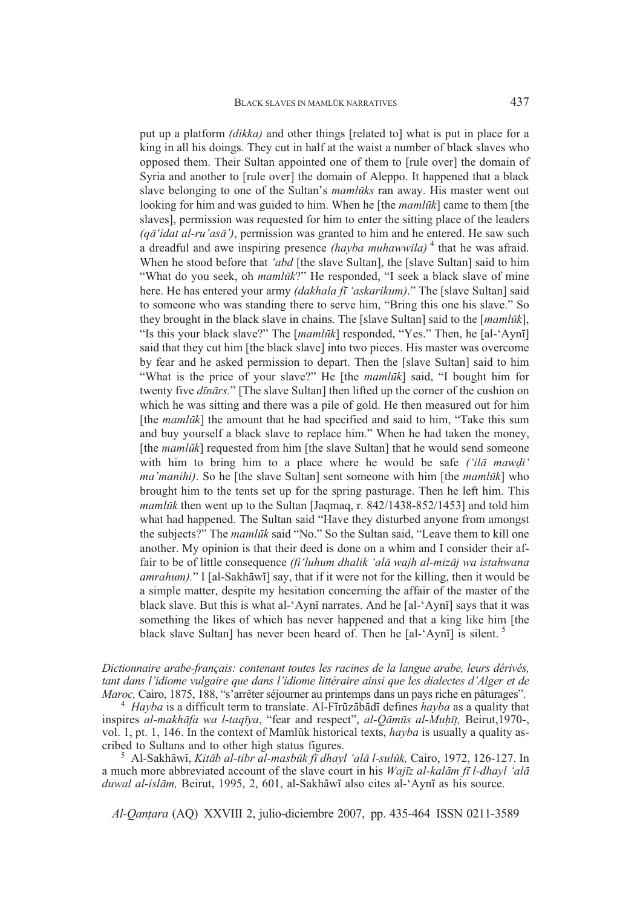put up a platform *(dikka)* and other things [related to] what is put in place for a king in all his doings. They cut in half at the waist a number of black slaves who opposed them. Their Sultan appointed one of them to [rule over] the domain of Syria and another to [rule over] the domain of Aleppo. It happened that a black slave belonging to one of the Sultan's *mamlūks* ran away. His master went out looking for him and was guided to him. When he [the *mamlūk*] came to them [the slaves], permission was requested for him to enter the sitting place of the leaders *(qā'idat al-ru'asā')*, permission was granted to him and he entered. He saw such a dreadful and awe inspiring presence *(hayba muhawwila)* [4] that he was afraid. When he stood before that *'abd* [the slave Sultan], the [slave Sultan] said to him "What do you seek, oh *mamlūk*?" He responded, "I seek a black slave of mine here. He has entered your army *(dakhala fī 'askarikum)*." The [slave Sultan] said to someone who was standing there to serve him, "Bring this one his slave." So they brought in the black slave in chains. The [slave Sultan] said to the [*mamlūk*], "Is this your black slave?" The [*mamlūk*] responded, "Yes." Then, he [al-'Aynī] said that they cut him [the black slave] into two pieces. His master was overcome by fear and he asked permission to depart. Then the [slave Sultan] said to him "What is the price of your slave?" He [the *mamlūk*] said, "I bought him for twenty five *dīnārs.*" [The slave Sultan] then lifted up the corner of the cushion on which he was sitting and there was a pile of gold. He then measured out for him [the *mamlūk*] the amount that he had specified and said to him, "Take this sum and buy yourself a black slave to replace him." When he had taken the money, [the *mamlūk*] requested from him [the slave Sultan] that he would send someone with him to bring him to a place where he would be safe *('ilā mawḍi' ma'manihi)*. So he [the slave Sultan] sent someone with him [the *mamlūk*] who brought him to the tents set up for the spring pasturage. Then he left him. This *mamlūk* then went up to the Sultan [Jaqmaq, r. 842/1438-852/1453] and told him what had happened. The Sultan said "Have they disturbed anyone from amongst the subjects?" The *mamlūk* said "No." So the Sultan said, "Leave them to kill one another. My opinion is that their deed is done on a whim and I consider their affair to be of little consequence *(fi'luhum dhalik 'alā wajh al-mizāj wa istahwana amrahum).*" I [al-Sakhāwī] say, that if it were not for the killing, then it would be a simple matter, despite my hesitation concerning the affair of the master of the black slave. But this is what al-'Aynī narrates. And he [al-'Aynī] says that it was something the likes of which has never happened and that a king like him [the black slave Sultan] has never been heard of. Then he [al-'Aynī] is silent. [5]

*Dictionnaire arabe-français: contenant toutes les racines de la langue arabe, leurs dérivés, tant dans l'idiome vulgaire que dans l'idiome littéraire ainsi que les dialectes d'Alger et de Maroc,* Cairo, 1875, 188, "s'arrêter séjourner au printemps dans un pays riche en pâturages".

[4] *Hayba* is a difficult term to translate. Al-Fīrūzābādī defines *hayba* as a quality that inspires *al-makhāfa wa l-taqīya*, "fear and respect", *al-Qāmūs al-Muḥīṭ,* Beirut,1970-, vol. 1, pt. 1, 146. In the context of Mamlūk historical texts, *hayba* is usually a quality ascribed to Sultans and to other high status figures.

[5] Al-Sakhāwī, *Kitāb al-tibr al-masbūk fī dhayl 'alā l-sulūk,* Cairo, 1972, 126-127. In a much more abbreviated account of the slave court in his *Wajīz al-kalām fī l-dhayl 'alā duwal al-islām,* Beirut, 1995, 2, 601, al-Sakhāwī also cites al-'Aynī as his source.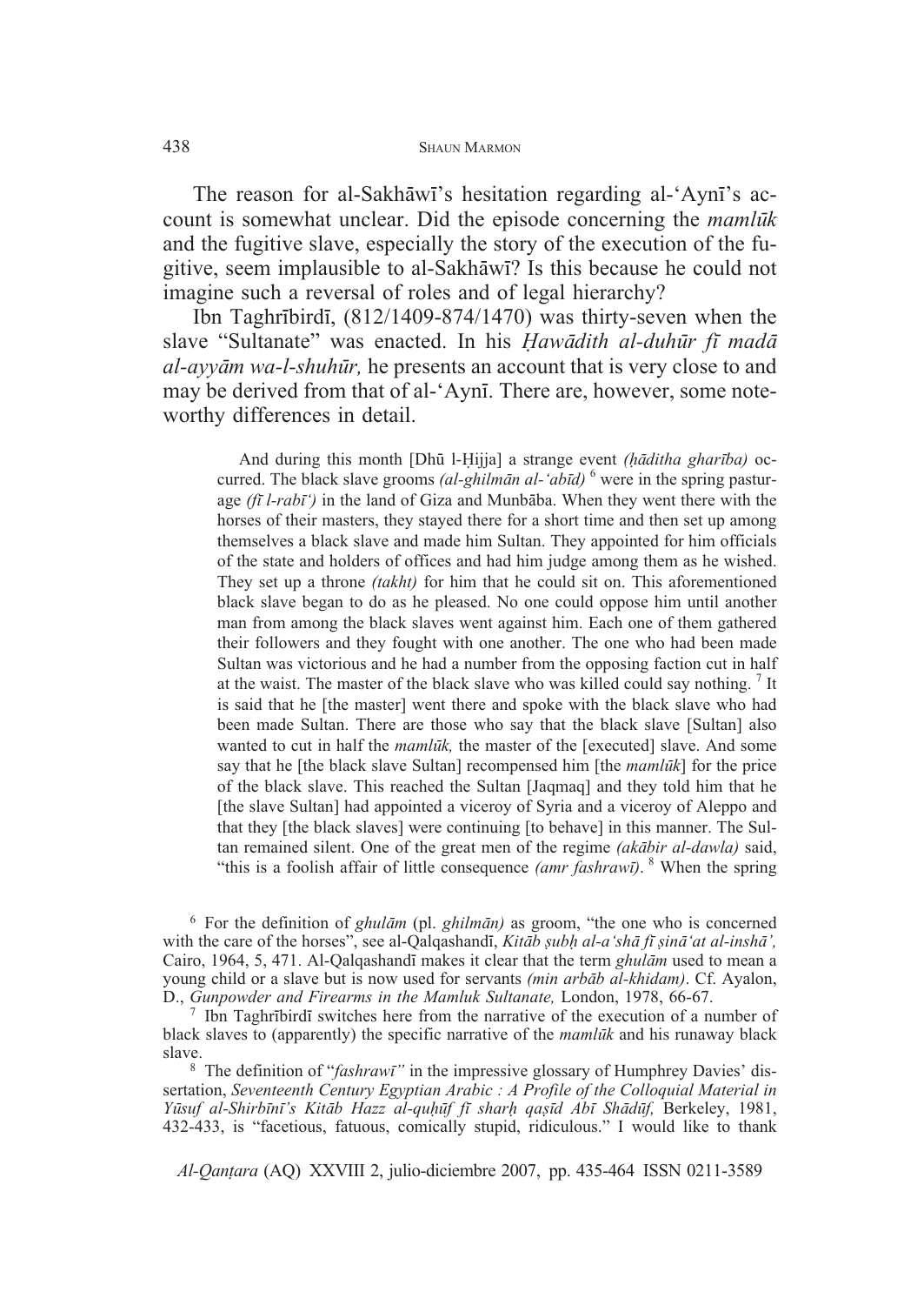The reason for al-Sakhāwī's hesitation regarding al-'Aynī's account is somewhat unclear. Did the episode concerning the *mamlūk* and the fugitive slave, especially the story of the execution of the fugitive, seem implausible to al-Sakhāwī? Is this because he could not imagine such a reversal of roles and of legal hierarchy?

Ibn Taghrībirdī, (812/1409-874/1470) was thirty-seven when the slave "Sultanate" was enacted. In his *Ḥawādith al-duhūr fī madā al-ayyām wa-l-shuhūr,* he presents an account that is very close to and may be derived from that of al-'Aynī. There are, however, some noteworthy differences in detail.

> And during this month [Dhū l-Ḥijja] a strange event *(ḥāditha gharība)* occurred. The black slave grooms *(al-ghilmān al-'abīd)* [6] were in the spring pasturage *(fī l-rabī')* in the land of Giza and Munbāba. When they went there with the horses of their masters, they stayed there for a short time and then set up among themselves a black slave and made him Sultan. They appointed for him officials of the state and holders of offices and had him judge among them as he wished. They set up a throne *(takht)* for him that he could sit on. This aforementioned black slave began to do as he pleased. No one could oppose him until another man from among the black slaves went against him. Each one of them gathered their followers and they fought with one another. The one who had been made Sultan was victorious and he had a number from the opposing faction cut in half at the waist. The master of the black slave who was killed could say nothing. [7] It is said that he [the master] went there and spoke with the black slave who had been made Sultan. There are those who say that the black slave [Sultan] also wanted to cut in half the *mamlūk,* the master of the [executed] slave. And some say that he [the black slave Sultan] recompensed him [the *mamlūk*] for the price of the black slave. This reached the Sultan [Jaqmaq] and they told him that he [the slave Sultan] had appointed a viceroy of Syria and a viceroy of Aleppo and that they [the black slaves] were continuing [to behave] in this manner. The Sultan remained silent. One of the great men of the regime *(akābir al-dawla)* said, "this is a foolish affair of little consequence *(amr fashrawī)*. [8] When the spring

[6] For the definition of *ghulām* (pl. *ghilmān)* as groom, "the one who is concerned with the care of the horses", see al-Qalqashandī, *Kitāb ṣubḥ al-a'shā fī ṣinā'at al-inshā',* Cairo, 1964, 5, 471. Al-Qalqashandī makes it clear that the term *ghulām* used to mean a young child or a slave but is now used for servants *(min arbāb al-khidam)*. Cf. Ayalon, D., *Gunpowder and Firearms in the Mamluk Sultanate,* London, 1978, 66-67.

[7] Ibn Taghrībirdī switches here from the narrative of the execution of a number of black slaves to (apparently) the specific narrative of the *mamlūk* and his runaway black slave.

[8] The definition of "*fashrawī"* in the impressive glossary of Humphrey Davies' dissertation, *Seventeenth Century Egyptian Arabic : A Profile of the Colloquial Material in Yūsuf al-Shirbīnī's Kitāb Hazz al-quḥūf fī sharḥ qaṣīd Abī Shādūf,* Berkeley, 1981, 432-433, is "facetious, fatuous, comically stupid, ridiculous." I would like to thank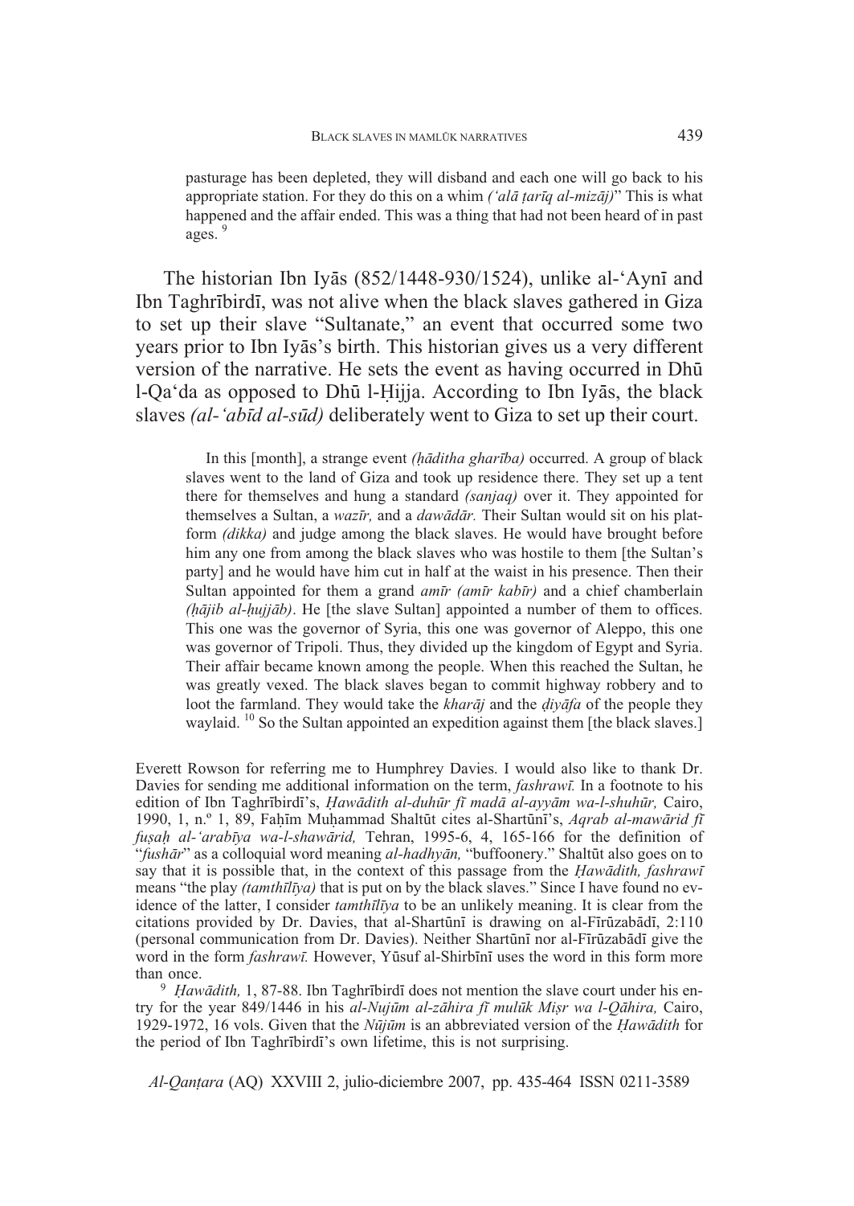pasturage has been depleted, they will disband and each one will go back to his appropriate station. For they do this on a whim *('alā ṭarīq al-mizāj)*" This is what happened and the affair ended. This was a thing that had not been heard of in past ages. [9]

The historian Ibn Iyās (852/1448-930/1524), unlike al-'Aynī and Ibn Taghrībirdī, was not alive when the black slaves gathered in Giza to set up their slave "Sultanate," an event that occurred some two years prior to Ibn Iyās's birth. This historian gives us a very different version of the narrative. He sets the event as having occurred in Dhū l-Qa'da as opposed to Dhū l-Ḥijja. According to Ibn Iyās, the black slaves *(al-'abīd al-sūd)* deliberately went to Giza to set up their court.

> In this [month], a strange event *(ḥāditha gharība)* occurred. A group of black slaves went to the land of Giza and took up residence there. They set up a tent there for themselves and hung a standard *(sanjaq)* over it. They appointed for themselves a Sultan, a *wazīr,* and a *dawādār.* Their Sultan would sit on his platform *(dikka)* and judge among the black slaves. He would have brought before him any one from among the black slaves who was hostile to them [the Sultan's party] and he would have him cut in half at the waist in his presence. Then their Sultan appointed for them a grand *amīr (amīr kabīr)* and a chief chamberlain *(ḥājib al-ḥujjāb)*. He [the slave Sultan] appointed a number of them to offices. This one was the governor of Syria, this one was governor of Aleppo, this one was governor of Tripoli. Thus, they divided up the kingdom of Egypt and Syria. Their affair became known among the people. When this reached the Sultan, he was greatly vexed. The black slaves began to commit highway robbery and to loot the farmland. They would take the *kharāj* and the *ḍiyāfa* of the people they waylaid. [10] So the Sultan appointed an expedition against them [the black slaves.]

Everett Rowson for referring me to Humphrey Davies. I would also like to thank Dr. Davies for sending me additional information on the term, *fashrawī.* In a footnote to his edition of Ibn Taghrībirdī's, *Ḥawādith al-duhūr fī madā al-ayyām wa-l-shuhūr,* Cairo, 1990, 1, n.º 1, 89, Faḥīm Muḥammad Shaltūt cites al-Shartūnī's, *Aqrab al-mawārid fī fuṣaḥ al-'arabīya wa-l-shawārid,* Tehran, 1995-6, 4, 165-166 for the definition of "*fushār*" as a colloquial word meaning *al-hadhyān,* "buffoonery." Shaltūt also goes on to say that it is possible that, in the context of this passage from the *Ḥawādith, fashrawī* means "the play *(tamthīlīya)* that is put on by the black slaves." Since I have found no evidence of the latter, I consider *tamthīlīya* to be an unlikely meaning. It is clear from the citations provided by Dr. Davies, that al-Shartūnī is drawing on al-Fīrūzabādī, 2:110 (personal communication from Dr. Davies). Neither Shartūnī nor al-Fīrūzabādī give the word in the form *fashrawī.* However, Yūsuf al-Shirbīnī uses the word in this form more than once.

[9] *Ḥawādith,* 1, 87-88. Ibn Taghrībirdī does not mention the slave court under his entry for the year 849/1446 in his *al-Nujūm al-zāhira fī mulūk Miṣr wa l-Qāhira,* Cairo, 1929-1972, 16 vols. Given that the *Nūjūm* is an abbreviated version of the *Ḥawādith* for the period of Ibn Taghrībirdī's own lifetime, this is not surprising.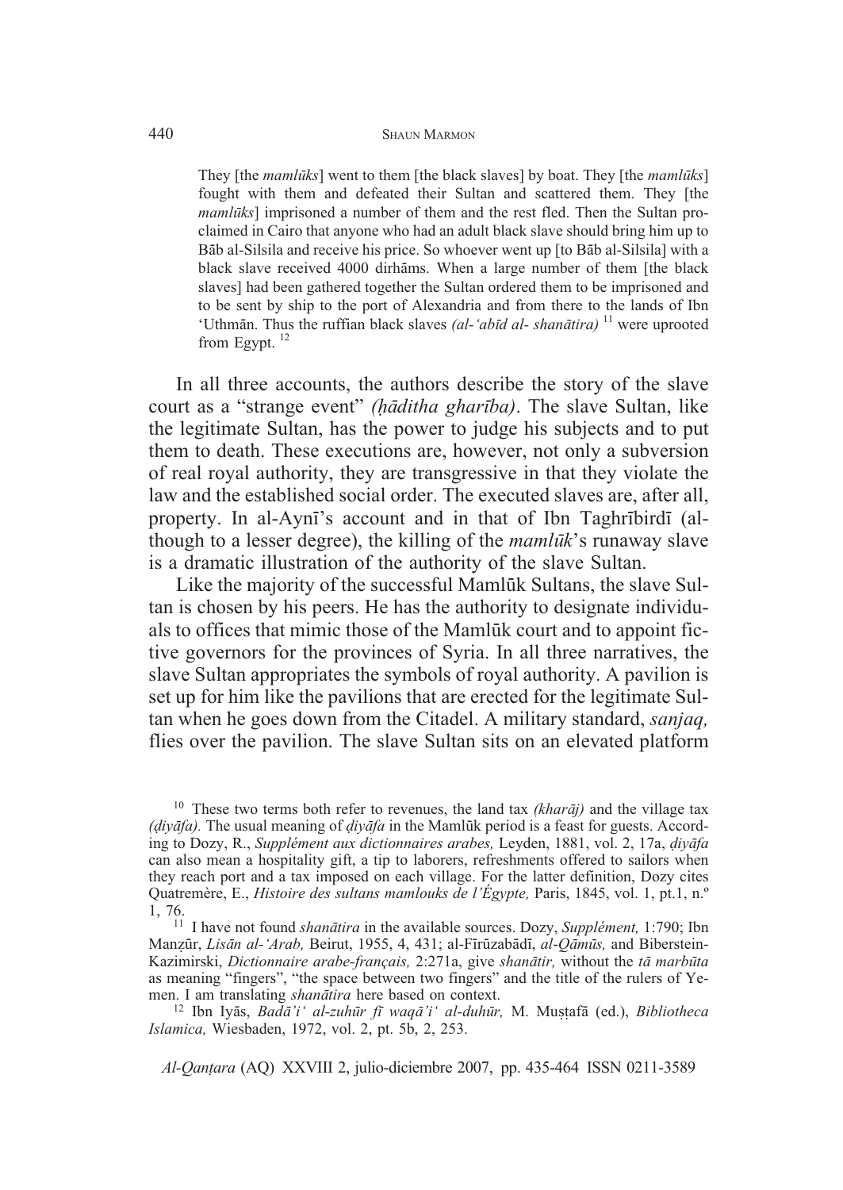> They [the *mamlūks*] went to them [the black slaves] by boat. They [the *mamlūks*] fought with them and defeated their Sultan and scattered them. They [the *mamlūks*] imprisoned a number of them and the rest fled. Then the Sultan proclaimed in Cairo that anyone who had an adult black slave should bring him up to Bāb al-Silsila and receive his price. So whoever went up [to Bāb al-Silsila] with a black slave received 4000 dirhāms. When a large number of them [the black slaves] had been gathered together the Sultan ordered them to be imprisoned and to be sent by ship to the port of Alexandria and from there to the lands of Ibn 'Uthmān. Thus the ruffian black slaves *(al-'abīd al- shanātira)* [11] were uprooted from Egypt. [12]

In all three accounts, the authors describe the story of the slave court as a "strange event" *(ḥāditha gharība)*. The slave Sultan, like the legitimate Sultan, has the power to judge his subjects and to put them to death. These executions are, however, not only a subversion of real royal authority, they are transgressive in that they violate the law and the established social order. The executed slaves are, after all, property. In al-Aynī's account and in that of Ibn Taghrībirdī (although to a lesser degree), the killing of the *mamlūk*'s runaway slave is a dramatic illustration of the authority of the slave Sultan.

Like the majority of the successful Mamlūk Sultans, the slave Sultan is chosen by his peers. He has the authority to designate individuals to offices that mimic those of the Mamlūk court and to appoint fictive governors for the provinces of Syria. In all three narratives, the slave Sultan appropriates the symbols of royal authority. A pavilion is set up for him like the pavilions that are erected for the legitimate Sultan when he goes down from the Citadel. A military standard, *sanjaq,* flies over the pavilion. The slave Sultan sits on an elevated platform

---

[10] These two terms both refer to revenues, the land tax *(kharāj)* and the village tax *(ḍiyāfa).* The usual meaning of *ḍiyāfa* in the Mamlūk period is a feast for guests. According to Dozy, R., *Supplément aux dictionnaires arabes,* Leyden, 1881, vol. 2, 17a, *ḍiyāfa* can also mean a hospitality gift, a tip to laborers, refreshments offered to sailors when they reach port and a tax imposed on each village. For the latter definition, Dozy cites Quatremère, E., *Histoire des sultans mamlouks de l'Égypte,* Paris, 1845, vol. 1, pt.1, n.º 1, 76.

[11] I have not found *shanātira* in the available sources. Dozy, *Supplément,* 1:790; Ibn Manẓūr, *Lisān al-'Arab,* Beirut, 1955, 4, 431; al-Fīrūzabādī, *al-Qāmūs,* and Biberstein-Kazimirski, *Dictionnaire arabe-français,* 2:271a, give *shanātir,* without the *tā marbūta* as meaning "fingers", "the space between two fingers" and the title of the rulers of Yemen. I am translating *shanātira* here based on context.

[12] Ibn Iyās, *Badā'i' al-zuhūr fī waqā'i' al-duhūr,* M. Muṣṭafā (ed.), *Bibliotheca Islamica,* Wiesbaden, 1972, vol. 2, pt. 5b, 2, 253.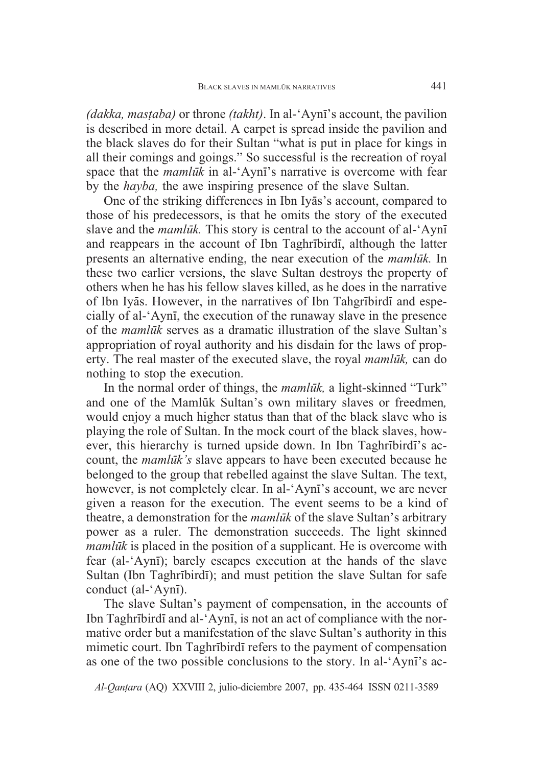*(dakka, masṭaba)* or throne *(takht)*. In al-'Aynī's account, the pavilion is described in more detail. A carpet is spread inside the pavilion and the black slaves do for their Sultan "what is put in place for kings in all their comings and goings." So successful is the recreation of royal space that the *mamlūk* in al-'Aynī's narrative is overcome with fear by the *hayba,* the awe inspiring presence of the slave Sultan.

One of the striking differences in Ibn Iyās's account, compared to those of his predecessors, is that he omits the story of the executed slave and the *mamlūk.* This story is central to the account of al-'Aynī and reappears in the account of Ibn Taghrībirdī, although the latter presents an alternative ending, the near execution of the *mamlūk.* In these two earlier versions, the slave Sultan destroys the property of others when he has his fellow slaves killed, as he does in the narrative of Ibn Iyās. However, in the narratives of Ibn Tahgrībirdī and especially of al-'Aynī, the execution of the runaway slave in the presence of the *mamlūk* serves as a dramatic illustration of the slave Sultan's appropriation of royal authority and his disdain for the laws of property. The real master of the executed slave, the royal *mamlūk,* can do nothing to stop the execution.

In the normal order of things, the *mamlūk,* a light-skinned "Turk" and one of the Mamlūk Sultan's own military slaves or freedmen*,* would enjoy a much higher status than that of the black slave who is playing the role of Sultan. In the mock court of the black slaves, however, this hierarchy is turned upside down. In Ibn Taghrībirdī's account, the *mamlūk's* slave appears to have been executed because he belonged to the group that rebelled against the slave Sultan. The text, however, is not completely clear. In al-'Aynī's account, we are never given a reason for the execution. The event seems to be a kind of theatre, a demonstration for the *mamlūk* of the slave Sultan's arbitrary power as a ruler. The demonstration succeeds. The light skinned *mamlūk* is placed in the position of a supplicant. He is overcome with fear (al-'Aynī); barely escapes execution at the hands of the slave Sultan (Ibn Taghrībirdī); and must petition the slave Sultan for safe conduct (al-'Aynī).

The slave Sultan's payment of compensation, in the accounts of Ibn Taghrībirdī and al-'Aynī, is not an act of compliance with the normative order but a manifestation of the slave Sultan's authority in this mimetic court. Ibn Taghrībirdī refers to the payment of compensation as one of the two possible conclusions to the story. In al-'Aynī's ac-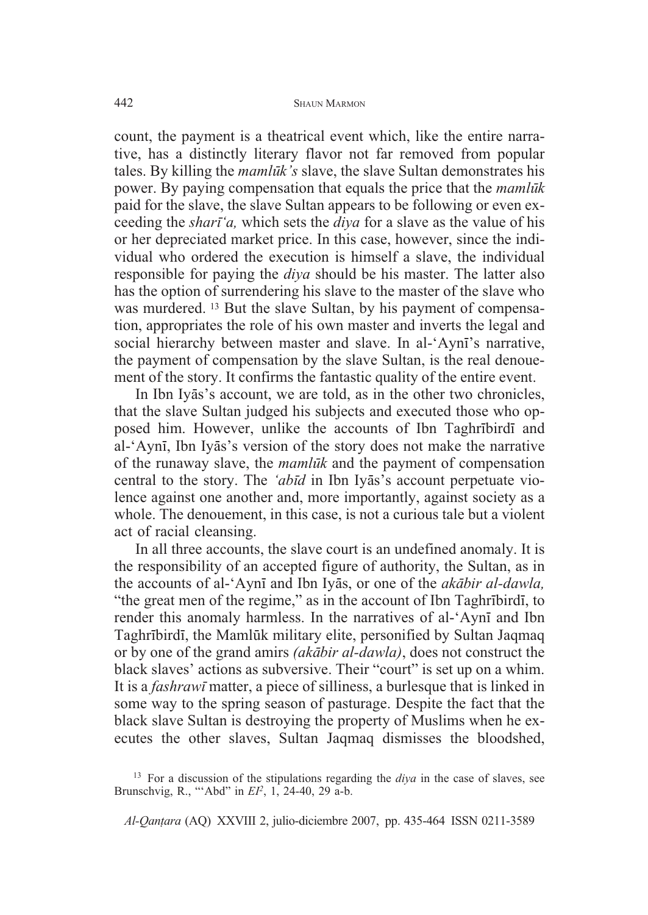count, the payment is a theatrical event which, like the entire narrative, has a distinctly literary flavor not far removed from popular tales. By killing the *mamlūk's* slave, the slave Sultan demonstrates his power. By paying compensation that equals the price that the *mamlūk* paid for the slave, the slave Sultan appears to be following or even exceeding the *sharī'a,* which sets the *diya* for a slave as the value of his or her depreciated market price. In this case, however, since the individual who ordered the execution is himself a slave, the individual responsible for paying the *diya* should be his master. The latter also has the option of surrendering his slave to the master of the slave who was murdered. [13] But the slave Sultan, by his payment of compensation, appropriates the role of his own master and inverts the legal and social hierarchy between master and slave. In al-'Aynī's narrative, the payment of compensation by the slave Sultan, is the real denouement of the story. It confirms the fantastic quality of the entire event.

In Ibn Iyās's account, we are told, as in the other two chronicles, that the slave Sultan judged his subjects and executed those who opposed him. However, unlike the accounts of Ibn Taghrībirdī and al-'Aynī, Ibn Iyās's version of the story does not make the narrative of the runaway slave, the *mamlūk* and the payment of compensation central to the story. The *'abīd* in Ibn Iyās's account perpetuate violence against one another and, more importantly, against society as a whole. The denouement, in this case, is not a curious tale but a violent act of racial cleansing.

In all three accounts, the slave court is an undefined anomaly. It is the responsibility of an accepted figure of authority, the Sultan, as in the accounts of al-'Aynī and Ibn Iyās, or one of the *akābir al-dawla,* "the great men of the regime," as in the account of Ibn Taghrībirdī, to render this anomaly harmless. In the narratives of al-'Aynī and Ibn Taghrībirdī, the Mamlūk military elite, personified by Sultan Jaqmaq or by one of the grand amirs *(akābir al-dawla)*, does not construct the black slaves' actions as subversive. Their "court" is set up on a whim. It is a *fashrawī* matter, a piece of silliness, a burlesque that is linked in some way to the spring season of pasturage. Despite the fact that the black slave Sultan is destroying the property of Muslims when he executes the other slaves, Sultan Jaqmaq dismisses the bloodshed,

[13] For a discussion of the stipulations regarding the *diya* in the case of slaves, see Brunschvig, R., "'Abd" in *EI²*, 1, 24-40, 29 a-b.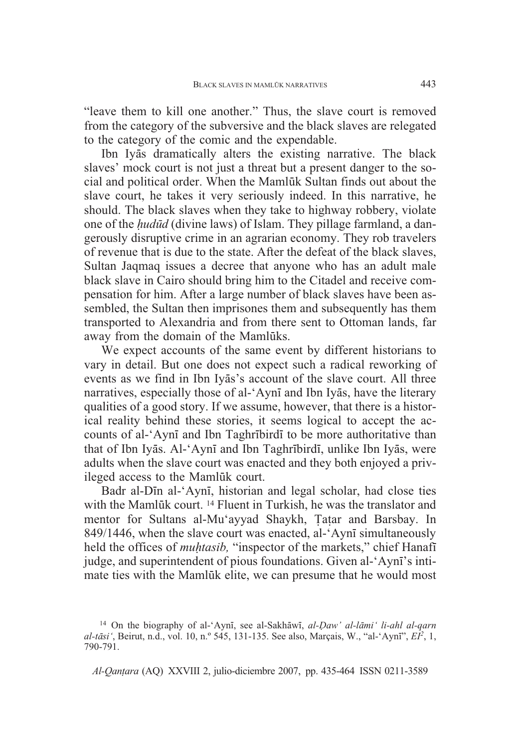"leave them to kill one another." Thus, the slave court is removed from the category of the subversive and the black slaves are relegated to the category of the comic and the expendable.

Ibn Iyās dramatically alters the existing narrative. The black slaves' mock court is not just a threat but a present danger to the social and political order. When the Mamlūk Sultan finds out about the slave court, he takes it very seriously indeed. In this narrative, he should. The black slaves when they take to highway robbery, violate one of the *ḥudūd* (divine laws) of Islam. They pillage farmland, a dangerously disruptive crime in an agrarian economy. They rob travelers of revenue that is due to the state. After the defeat of the black slaves, Sultan Jaqmaq issues a decree that anyone who has an adult male black slave in Cairo should bring him to the Citadel and receive compensation for him. After a large number of black slaves have been assembled, the Sultan then imprisones them and subsequently has them transported to Alexandria and from there sent to Ottoman lands, far away from the domain of the Mamlūks.

We expect accounts of the same event by different historians to vary in detail. But one does not expect such a radical reworking of events as we find in Ibn Iyās's account of the slave court. All three narratives, especially those of al-ʻAynī and Ibn Iyās, have the literary qualities of a good story. If we assume, however, that there is a historical reality behind these stories, it seems logical to accept the accounts of al-ʻAynī and Ibn Taghrībirdī to be more authoritative than that of Ibn Iyās. Al-ʻAynī and Ibn Taghrībirdī, unlike Ibn Iyās, were adults when the slave court was enacted and they both enjoyed a privileged access to the Mamlūk court.

Badr al-Dīn al-ʻAynī, historian and legal scholar, had close ties with the Mamlūk court. [14] Fluent in Turkish, he was the translator and mentor for Sultans al-Muʻayyad Shaykh, Ṭaṭar and Barsbay. In 849/1446, when the slave court was enacted, al-ʻAynī simultaneously held the offices of *muḥtasib,* "inspector of the markets," chief Hanafī judge, and superintendent of pious foundations. Given al-ʻAynī's intimate ties with the Mamlūk elite, we can presume that he would most

[14] On the biography of al-ʻAynī, see al-Sakhāwī, *al-Ḍaw' al-lāmiʻ li-ahl al-qarn al-tāsiʻ*, Beirut, n.d., vol. 10, n.º 545, 131-135. See also, Marçais, W., "al-ʻAynī", *EI*$^2$, 1, 790-791.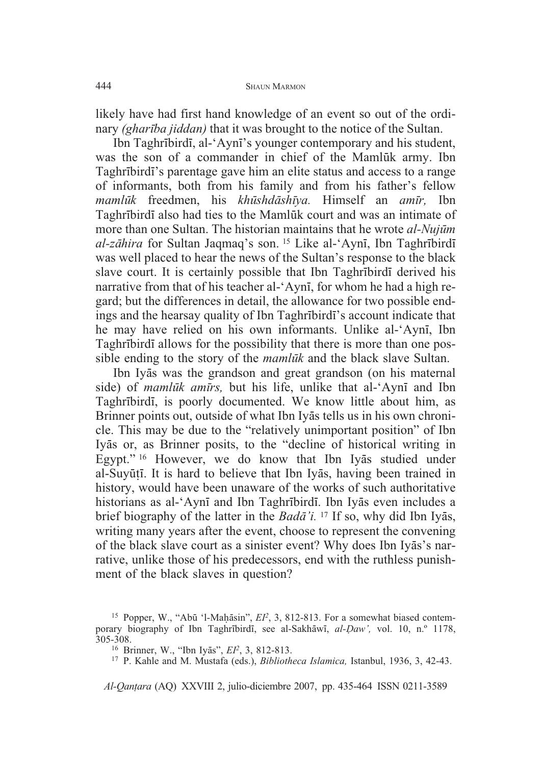likely have had first hand knowledge of an event so out of the ordinary *(gharība jiddan)* that it was brought to the notice of the Sultan.

Ibn Taghrībirdī, al-ʿAynī's younger contemporary and his student, was the son of a commander in chief of the Mamlūk army. Ibn Taghrībirdī's parentage gave him an elite status and access to a range of informants, both from his family and from his father's fellow *mamlūk* freedmen, his *khūshdāshīya.* Himself an *amīr,* Ibn Taghrībirdī also had ties to the Mamlūk court and was an intimate of more than one Sultan. The historian maintains that he wrote *al-Nujūm al-zāhira* for Sultan Jaqmaq's son. [15] Like al-ʿAynī, Ibn Taghrībirdī was well placed to hear the news of the Sultan's response to the black slave court. It is certainly possible that Ibn Taghrībirdī derived his narrative from that of his teacher al-ʿAynī, for whom he had a high regard; but the differences in detail, the allowance for two possible endings and the hearsay quality of Ibn Taghrībirdī's account indicate that he may have relied on his own informants. Unlike al-ʿAynī, Ibn Taghrībirdī allows for the possibility that there is more than one possible ending to the story of the *mamlūk* and the black slave Sultan.

Ibn Iyās was the grandson and great grandson (on his maternal side) of *mamlūk amīrs,* but his life, unlike that al-ʿAynī and Ibn Taghrībirdī, is poorly documented. We know little about him, as Brinner points out, outside of what Ibn Iyās tells us in his own chronicle. This may be due to the "relatively unimportant position" of Ibn Iyās or, as Brinner posits, to the "decline of historical writing in Egypt." [16] However, we do know that Ibn Iyās studied under al-Suyūṭī. It is hard to believe that Ibn Iyās, having been trained in history, would have been unaware of the works of such authoritative historians as al-ʿAynī and Ibn Taghrībirdī. Ibn Iyās even includes a brief biography of the latter in the *Badāʾi.* [17] If so, why did Ibn Iyās, writing many years after the event, choose to represent the convening of the black slave court as a sinister event? Why does Ibn Iyās's narrative, unlike those of his predecessors, end with the ruthless punishment of the black slaves in question?

[15] Popper, W., "Abū 'l-Maḥāsin", *EI²*, 3, 812-813. For a somewhat biased contemporary biography of Ibn Taghrībirdī, see al-Sakhāwī, *al-Ḍawʾ,* vol. 10, n.º 1178, 305-308.

[16] Brinner, W., "Ibn Iyās", *EI²*, 3, 812-813.

[17] P. Kahle and M. Mustafa (eds.), *Bibliotheca Islamica,* Istanbul, 1936, 3, 42-43.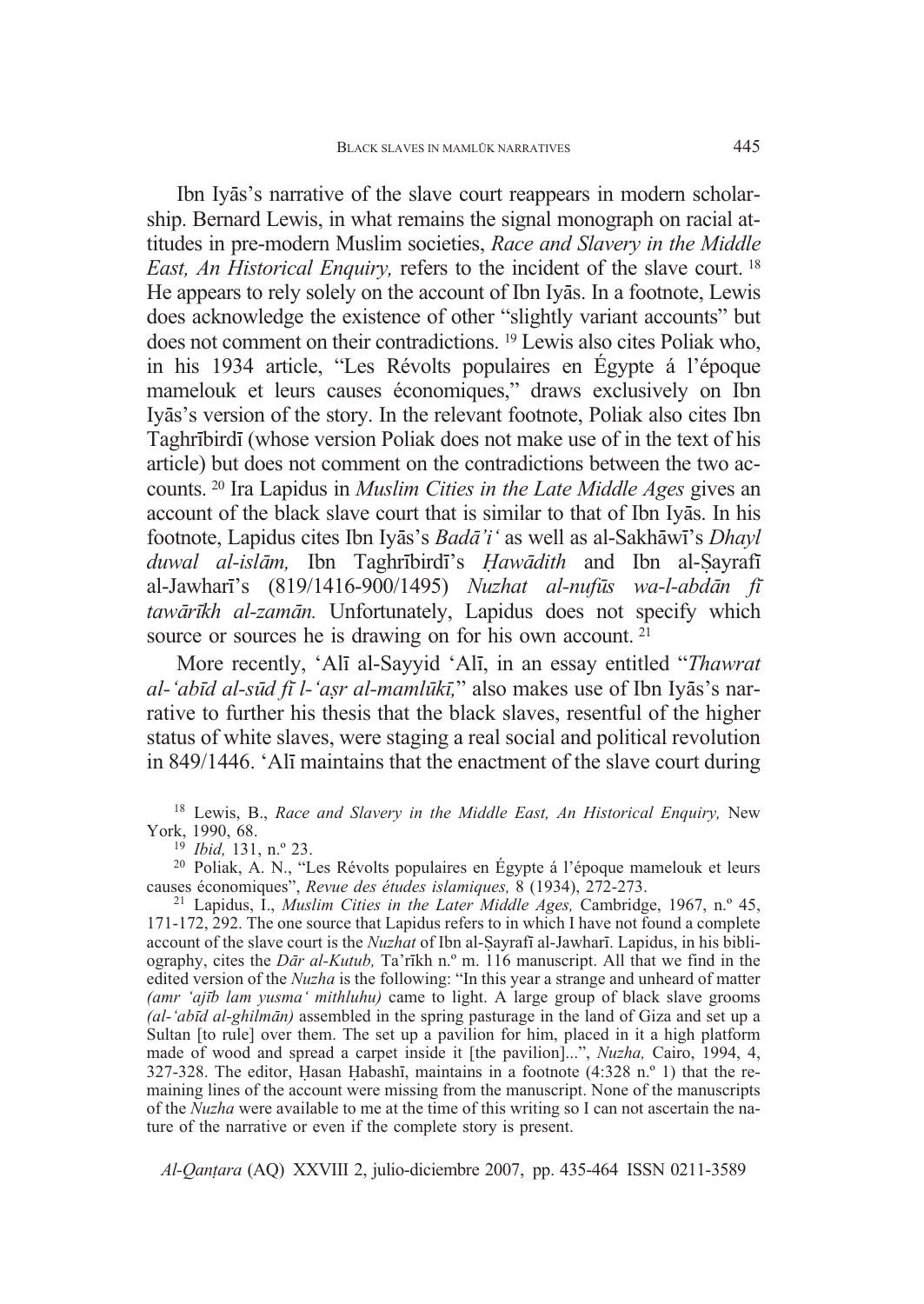Ibn Iyās's narrative of the slave court reappears in modern scholarship. Bernard Lewis, in what remains the signal monograph on racial attitudes in pre-modern Muslim societies, *Race and Slavery in the Middle East, An Historical Enquiry,* refers to the incident of the slave court. [18] He appears to rely solely on the account of Ibn Iyās. In a footnote, Lewis does acknowledge the existence of other "slightly variant accounts" but does not comment on their contradictions. [19] Lewis also cites Poliak who, in his 1934 article, "Les Révolts populaires en Égypte á l'époque mamelouk et leurs causes économiques," draws exclusively on Ibn Iyās's version of the story. In the relevant footnote, Poliak also cites Ibn Taghrībirdī (whose version Poliak does not make use of in the text of his article) but does not comment on the contradictions between the two accounts. [20] Ira Lapidus in *Muslim Cities in the Late Middle Ages* gives an account of the black slave court that is similar to that of Ibn Iyās. In his footnote, Lapidus cites Ibn Iyās's *Badā'i'* as well as al-Sakhāwī's *Dhayl duwal al-islām,* Ibn Taghrībirdī's *Ḥawādith* and Ibn al-Ṣayrafī al-Jawharī's (819/1416-900/1495) *Nuzhat al-nufūs wa-l-abdān fī tawārīkh al-zamān.* Unfortunately, Lapidus does not specify which source or sources he is drawing on for his own account. [21]

More recently, 'Alī al-Sayyid 'Alī, in an essay entitled "*Thawrat al-'abīd al-sūd fī l-'aṣr al-mamlūkī,*" also makes use of Ibn Iyās's narrative to further his thesis that the black slaves, resentful of the higher status of white slaves, were staging a real social and political revolution in 849/1446. 'Alī maintains that the enactment of the slave court during

---

[18] Lewis, B., *Race and Slavery in the Middle East, An Historical Enquiry,* New York, 1990, 68.

[19] *Ibid,* 131, n.º 23.

[20] Poliak, A. N., "Les Révolts populaires en Égypte á l'époque mamelouk et leurs causes économiques", *Revue des études islamiques,* 8 (1934), 272-273.

[21] Lapidus, I., *Muslim Cities in the Later Middle Ages,* Cambridge, 1967, n.º 45, 171-172, 292. The one source that Lapidus refers to in which I have not found a complete account of the slave court is the *Nuzhat* of Ibn al-Ṣayrafī al-Jawharī. Lapidus, in his bibliography, cites the *Dār al-Kutub,* Ta'rīkh n.º m. 116 manuscript. All that we find in the edited version of the *Nuzha* is the following: "In this year a strange and unheard of matter *(amr 'ajīb lam yusma' mithluhu)* came to light. A large group of black slave grooms *(al-'abīd al-ghilmān)* assembled in the spring pasturage in the land of Giza and set up a Sultan [to rule] over them. The set up a pavilion for him, placed in it a high platform made of wood and spread a carpet inside it [the pavilion]...", *Nuzha,* Cairo, 1994, 4, 327-328. The editor, Ḥasan Ḥabashī, maintains in a footnote (4:328 n.º 1) that the remaining lines of the account were missing from the manuscript. None of the manuscripts of the *Nuzha* were available to me at the time of this writing so I can not ascertain the nature of the narrative or even if the complete story is present.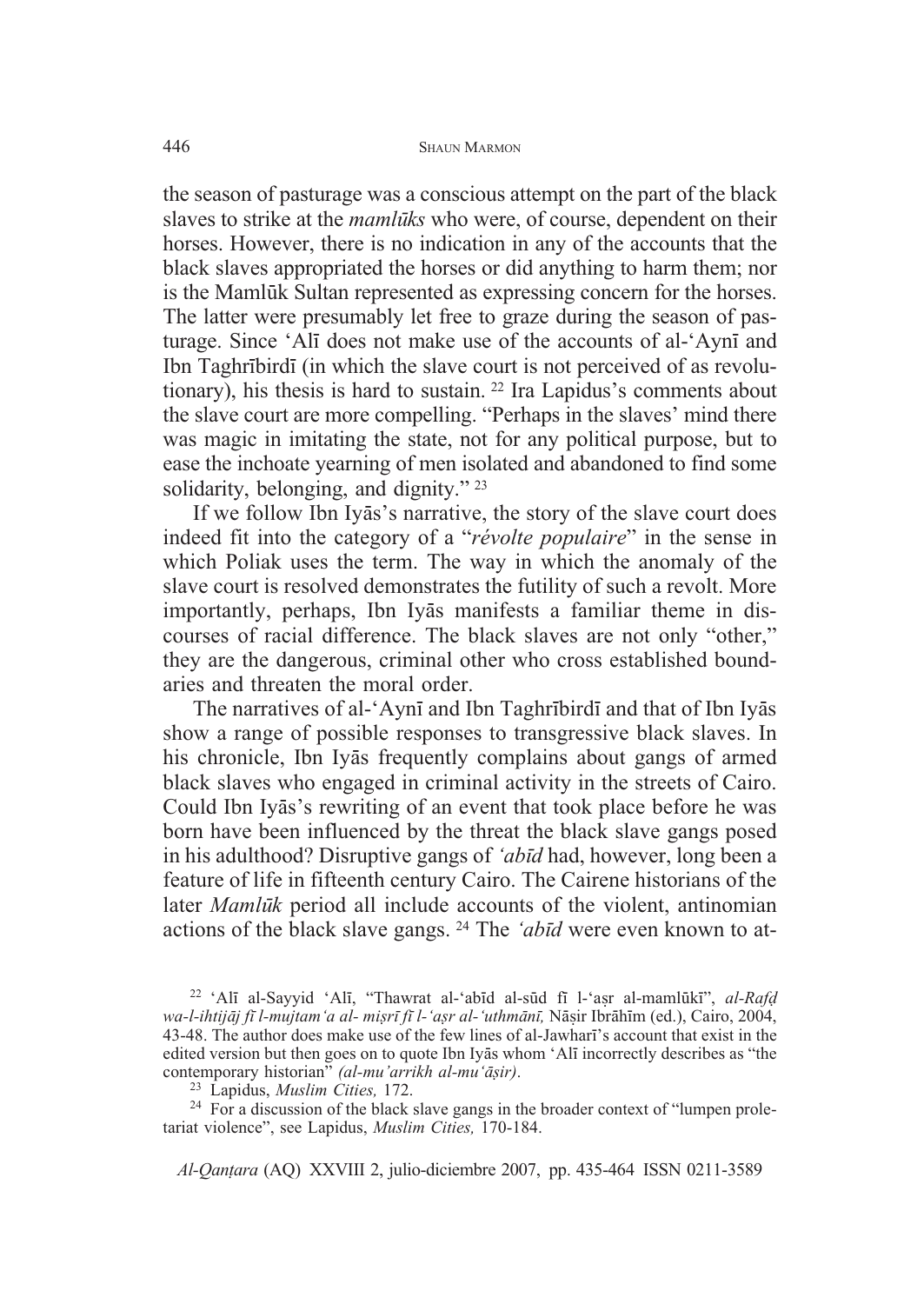the season of pasturage was a conscious attempt on the part of the black slaves to strike at the *mamlūks* who were, of course, dependent on their horses. However, there is no indication in any of the accounts that the black slaves appropriated the horses or did anything to harm them; nor is the Mamlūk Sultan represented as expressing concern for the horses. The latter were presumably let free to graze during the season of pasturage. Since ʻAlī does not make use of the accounts of al-ʻAynī and Ibn Taghrībirdī (in which the slave court is not perceived of as revolutionary), his thesis is hard to sustain. [22] Ira Lapidus's comments about the slave court are more compelling. "Perhaps in the slaves' mind there was magic in imitating the state, not for any political purpose, but to ease the inchoate yearning of men isolated and abandoned to find some solidarity, belonging, and dignity." [23]

If we follow Ibn Iyās's narrative, the story of the slave court does indeed fit into the category of a "*révolte populaire*" in the sense in which Poliak uses the term. The way in which the anomaly of the slave court is resolved demonstrates the futility of such a revolt. More importantly, perhaps, Ibn Iyās manifests a familiar theme in discourses of racial difference. The black slaves are not only "other," they are the dangerous, criminal other who cross established boundaries and threaten the moral order.

The narratives of al-ʻAynī and Ibn Taghrībirdī and that of Ibn Iyās show a range of possible responses to transgressive black slaves. In his chronicle, Ibn Iyās frequently complains about gangs of armed black slaves who engaged in criminal activity in the streets of Cairo. Could Ibn Iyās's rewriting of an event that took place before he was born have been influenced by the threat the black slave gangs posed in his adulthood? Disruptive gangs of *ʻabīd* had, however, long been a feature of life in fifteenth century Cairo. The Cairene historians of the later *Mamlūk* period all include accounts of the violent, antinomian actions of the black slave gangs. [24] The *ʻabīd* were even known to at-

---

[22] ʻAlī al-Sayyid ʻAlī, "Thawrat al-ʻabīd al-sūd fī l-ʻaṣr al-mamlūkī", *al-Rafḍ wa-l-ihtijāj fī l-mujtamʻa al- miṣrī fī l-ʻaṣr al-ʻuthmānī,* Nāṣir Ibrāhīm (ed.), Cairo, 2004, 43-48. The author does make use of the few lines of al-Jawharī's account that exist in the edited version but then goes on to quote Ibn Iyās whom ʻAlī incorrectly describes as "the contemporary historian" *(al-muʼarrikh al-muʻāṣir).*

[23] Lapidus, *Muslim Cities,* 172.

[24] For a discussion of the black slave gangs in the broader context of "lumpen proletariat violence", see Lapidus, *Muslim Cities,* 170-184.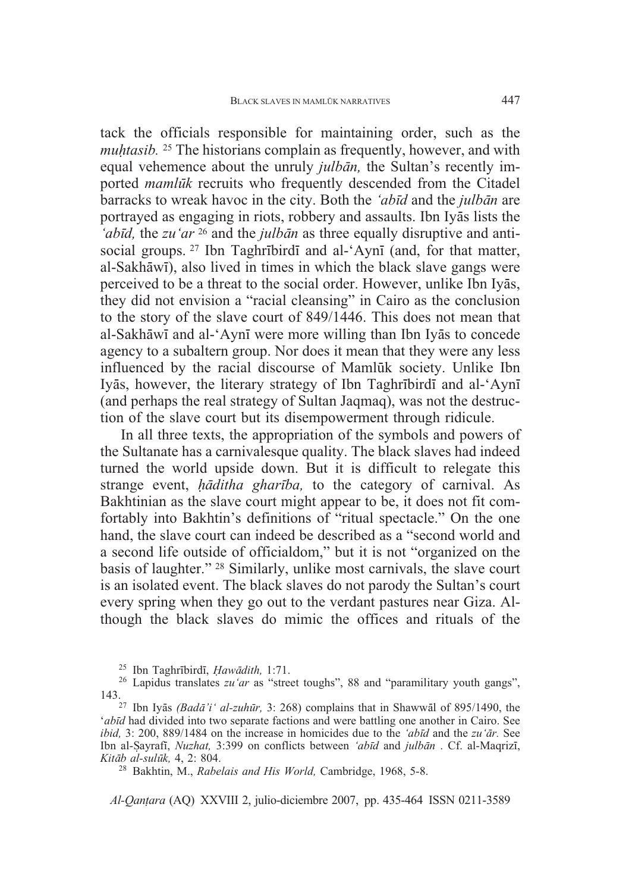tack the officials responsible for maintaining order, such as the *muḥtasib.* [25] The historians complain as frequently, however, and with equal vehemence about the unruly *julbān,* the Sultan's recently imported *mamlūk* recruits who frequently descended from the Citadel barracks to wreak havoc in the city. Both the *'abīd* and the *julbān* are portrayed as engaging in riots, robbery and assaults. Ibn Iyās lists the *'abīd,* the *zu'ar* [26] and the *julbān* as three equally disruptive and antisocial groups. [27] Ibn Taghrībirdī and al-'Aynī (and, for that matter, al-Sakhāwī), also lived in times in which the black slave gangs were perceived to be a threat to the social order. However, unlike Ibn Iyās, they did not envision a "racial cleansing" in Cairo as the conclusion to the story of the slave court of 849/1446. This does not mean that al-Sakhāwī and al-'Aynī were more willing than Ibn Iyās to concede agency to a subaltern group. Nor does it mean that they were any less influenced by the racial discourse of Mamlūk society. Unlike Ibn Iyās, however, the literary strategy of Ibn Taghrībirdī and al-'Aynī (and perhaps the real strategy of Sultan Jaqmaq), was not the destruction of the slave court but its disempowerment through ridicule.

In all three texts, the appropriation of the symbols and powers of the Sultanate has a carnivalesque quality. The black slaves had indeed turned the world upside down. But it is difficult to relegate this strange event, *ḥāditha gharība,* to the category of carnival. As Bakhtinian as the slave court might appear to be, it does not fit comfortably into Bakhtin's definitions of "ritual spectacle." On the one hand, the slave court can indeed be described as a "second world and a second life outside of officialdom," but it is not "organized on the basis of laughter." [28] Similarly, unlike most carnivals, the slave court is an isolated event. The black slaves do not parody the Sultan's court every spring when they go out to the verdant pastures near Giza. Although the black slaves do mimic the offices and rituals of the

---

[25] Ibn Taghrībirdī, *Ḥawādith,* 1:71.

[26] Lapidus translates *zu'ar* as "street toughs", 88 and "paramilitary youth gangs", 143.

[27] Ibn Iyās *(Badā'i' al-zuhūr,* 3: 268) complains that in Shawwāl of 895/1490, the '*abīd* had divided into two separate factions and were battling one another in Cairo. See *ibid,* 3: 200, 889/1484 on the increase in homicides due to the *'abīd* and the *zu'ār.* See Ibn al-Ṣayrafī, *Nuzhat,* 3:399 on conflicts between *'abīd* and *julbān* . Cf. al-Maqrizī, *Kitāb al-sulūk,* 4, 2: 804.

[28] Bakhtin, M., *Rabelais and His World,* Cambridge, 1968, 5-8.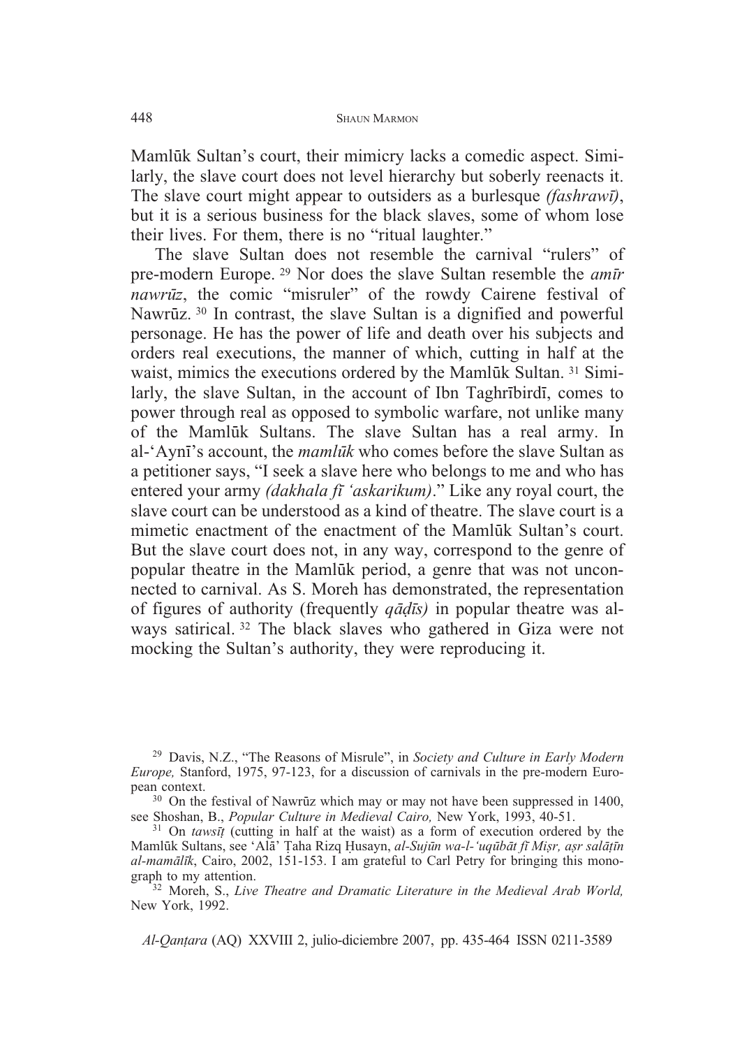Mamlūk Sultan's court, their mimicry lacks a comedic aspect. Similarly, the slave court does not level hierarchy but soberly reenacts it. The slave court might appear to outsiders as a burlesque *(fashrawī)*, but it is a serious business for the black slaves, some of whom lose their lives. For them, there is no "ritual laughter."

The slave Sultan does not resemble the carnival "rulers" of pre-modern Europe. [29] Nor does the slave Sultan resemble the *amīr nawrūz*, the comic "misruler" of the rowdy Cairene festival of Nawrūz. [30] In contrast, the slave Sultan is a dignified and powerful personage. He has the power of life and death over his subjects and orders real executions, the manner of which, cutting in half at the waist, mimics the executions ordered by the Mamlūk Sultan. [31] Similarly, the slave Sultan, in the account of Ibn Taghrībirdī, comes to power through real as opposed to symbolic warfare, not unlike many of the Mamlūk Sultans. The slave Sultan has a real army. In al-'Aynī's account, the *mamlūk* who comes before the slave Sultan as a petitioner says, "I seek a slave here who belongs to me and who has entered your army *(dakhala fī 'askarikum)*." Like any royal court, the slave court can be understood as a kind of theatre. The slave court is a mimetic enactment of the enactment of the Mamlūk Sultan's court. But the slave court does not, in any way, correspond to the genre of popular theatre in the Mamlūk period, a genre that was not unconnected to carnival. As S. Moreh has demonstrated, the representation of figures of authority (frequently *qāḍīs)* in popular theatre was always satirical. [32] The black slaves who gathered in Giza were not mocking the Sultan's authority, they were reproducing it.

[29] Davis, N.Z., "The Reasons of Misrule", in *Society and Culture in Early Modern Europe,* Stanford, 1975, 97-123, for a discussion of carnivals in the pre-modern European context.

[30] On the festival of Nawrūz which may or may not have been suppressed in 1400, see Shoshan, B., *Popular Culture in Medieval Cairo,* New York, 1993, 40-51.

[31] On *tawsīṭ* (cutting in half at the waist) as a form of execution ordered by the Mamlūk Sultans, see 'Alā' Ṭaha Rizq Ḥusayn, *al-Sujūn wa-l-'uqūbāt fī Miṣr, aṣr salāṭīn al-mamālīk*, Cairo, 2002, 151-153. I am grateful to Carl Petry for bringing this monograph to my attention.

[32] Moreh, S., *Live Theatre and Dramatic Literature in the Medieval Arab World,* New York, 1992.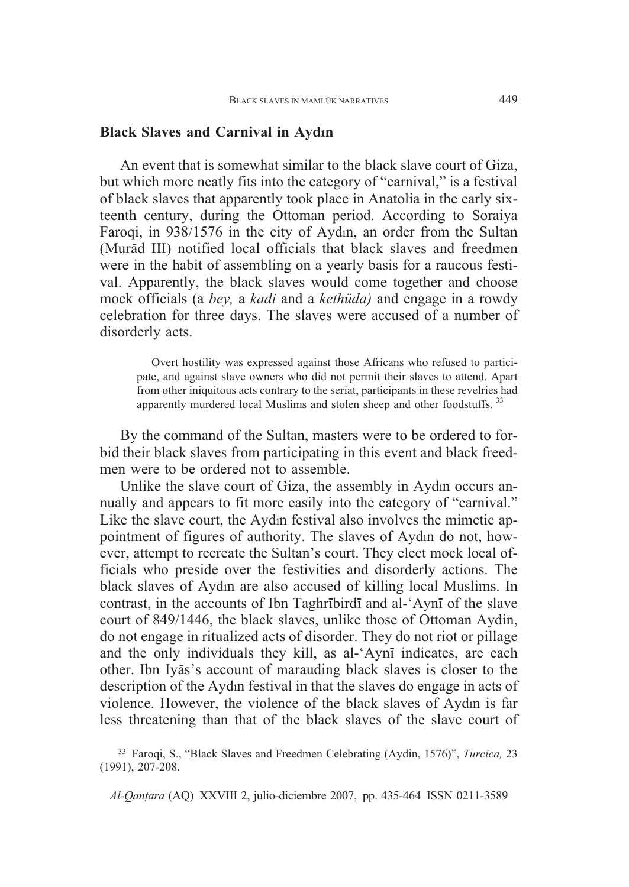## Black Slaves and Carnival in Aydın

An event that is somewhat similar to the black slave court of Giza, but which more neatly fits into the category of "carnival," is a festival of black slaves that apparently took place in Anatolia in the early sixteenth century, during the Ottoman period. According to Soraiya Faroqi, in 938/1576 in the city of Aydın, an order from the Sultan (Murād III) notified local officials that black slaves and freedmen were in the habit of assembling on a yearly basis for a raucous festival. Apparently, the black slaves would come together and choose mock officials (a *bey,* a *kadi* and a *kethüda)* and engage in a rowdy celebration for three days. The slaves were accused of a number of disorderly acts.

> Overt hostility was expressed against those Africans who refused to participate, and against slave owners who did not permit their slaves to attend. Apart from other iniquitous acts contrary to the seriat, participants in these revelries had apparently murdered local Muslims and stolen sheep and other foodstuffs. [33]

By the command of the Sultan, masters were to be ordered to forbid their black slaves from participating in this event and black freedmen were to be ordered not to assemble.

Unlike the slave court of Giza, the assembly in Aydın occurs annually and appears to fit more easily into the category of "carnival." Like the slave court, the Aydın festival also involves the mimetic appointment of figures of authority. The slaves of Aydın do not, however, attempt to recreate the Sultan's court. They elect mock local officials who preside over the festivities and disorderly actions. The black slaves of Aydın are also accused of killing local Muslims. In contrast, in the accounts of Ibn Taghrībirdī and al-ʻAynī of the slave court of 849/1446, the black slaves, unlike those of Ottoman Aydin, do not engage in ritualized acts of disorder. They do not riot or pillage and the only individuals they kill, as al-ʻAynī indicates, are each other. Ibn Iyās's account of marauding black slaves is closer to the description of the Aydın festival in that the slaves do engage in acts of violence. However, the violence of the black slaves of Aydın is far less threatening than that of the black slaves of the slave court of

[33] Faroqi, S., "Black Slaves and Freedmen Celebrating (Aydin, 1576)", *Turcica,* 23 (1991), 207-208.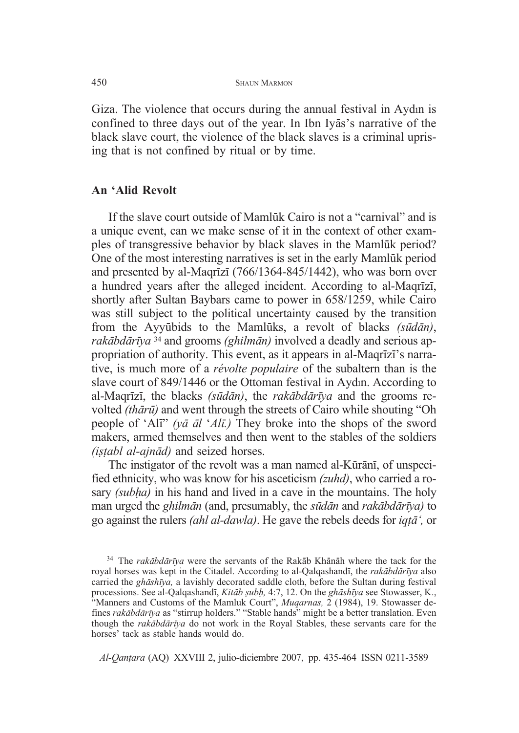Giza. The violence that occurs during the annual festival in Aydın is confined to three days out of the year. In Ibn Iyās's narrative of the black slave court, the violence of the black slaves is a criminal uprising that is not confined by ritual or by time.

## An 'Alid Revolt

If the slave court outside of Mamlūk Cairo is not a "carnival" and is a unique event, can we make sense of it in the context of other examples of transgressive behavior by black slaves in the Mamlūk period? One of the most interesting narratives is set in the early Mamlūk period and presented by al-Maqrīzī (766/1364-845/1442), who was born over a hundred years after the alleged incident. According to al-Maqrīzī, shortly after Sultan Baybars came to power in 658/1259, while Cairo was still subject to the political uncertainty caused by the transition from the Ayyūbids to the Mamlūks, a revolt of blacks *(sūdān)*, *rakābdārīya* [34] and grooms *(ghilmān)* involved a deadly and serious appropriation of authority. This event, as it appears in al-Maqrīzī's narrative, is much more of a *révolte populaire* of the subaltern than is the slave court of 849/1446 or the Ottoman festival in Aydın. According to al-Maqrīzī, the blacks *(sūdān)*, the *rakābdārīya* and the grooms revolted *(thārū)* and went through the streets of Cairo while shouting "Oh people of 'Alī" *(yā āl 'Alī.)* They broke into the shops of the sword makers, armed themselves and then went to the stables of the soldiers *(iṣṭabl al-ajnād)* and seized horses.

The instigator of the revolt was a man named al-Kūrānī, of unspecified ethnicity, who was know for his asceticism *(zuhd)*, who carried a rosary *(subḥa)* in his hand and lived in a cave in the mountains. The holy man urged the *ghilmān* (and, presumably, the *sūdān* and *rakābdārīya)* to go against the rulers *(ahl al-dawla)*. He gave the rebels deeds for *iqṭā',* or

[34] The *rakābdārīya* were the servants of the Rakāb Khānāh where the tack for the royal horses was kept in the Citadel. According to al-Qalqashandī, the *rakābdārīya* also carried the *ghāshīya,* a lavishly decorated saddle cloth, before the Sultan during festival processions. See al-Qalqashandī, *Kitāb ṣubḥ,* 4:7, 12. On the *ghāshīya* see Stowasser, K., "Manners and Customs of the Mamluk Court", *Muqarnas,* 2 (1984), 19. Stowasser defines *rakābdārīya* as "stirrup holders." "Stable hands" might be a better translation. Even though the *rakābdārīya* do not work in the Royal Stables, these servants care for the horses' tack as stable hands would do.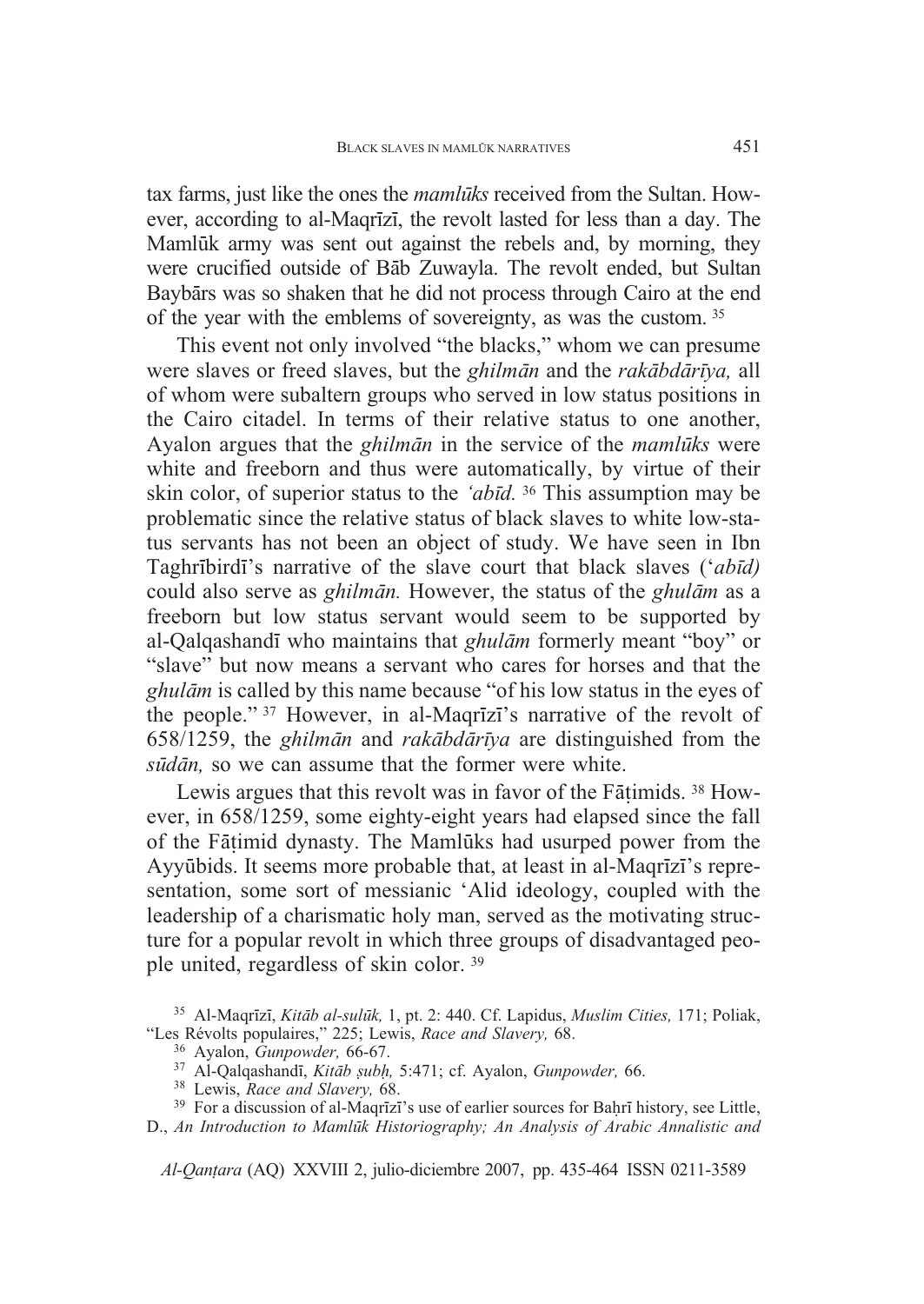tax farms, just like the ones the *mamlūks* received from the Sultan. However, according to al-Maqrīzī, the revolt lasted for less than a day. The Mamlūk army was sent out against the rebels and, by morning, they were crucified outside of Bāb Zuwayla. The revolt ended, but Sultan Baybārs was so shaken that he did not process through Cairo at the end of the year with the emblems of sovereignty, as was the custom. [35]

This event not only involved "the blacks," whom we can presume were slaves or freed slaves, but the *ghilmān* and the *rakābdārīya,* all of whom were subaltern groups who served in low status positions in the Cairo citadel. In terms of their relative status to one another, Ayalon argues that the *ghilmān* in the service of the *mamlūks* were white and freeborn and thus were automatically, by virtue of their skin color, of superior status to the *'abīd.* [36] This assumption may be problematic since the relative status of black slaves to white low-status servants has not been an object of study. We have seen in Ibn Taghrībirdī's narrative of the slave court that black slaves (*'abīd)* could also serve as *ghilmān.* However, the status of the *ghulām* as a freeborn but low status servant would seem to be supported by al-Qalqashandī who maintains that *ghulām* formerly meant "boy" or "slave" but now means a servant who cares for horses and that the *ghulām* is called by this name because "of his low status in the eyes of the people." [37] However, in al-Maqrīzī's narrative of the revolt of 658/1259, the *ghilmān* and *rakābdārīya* are distinguished from the *sūdān,* so we can assume that the former were white.

Lewis argues that this revolt was in favor of the Fāṭimids. [38] However, in 658/1259, some eighty-eight years had elapsed since the fall of the Fāṭimid dynasty. The Mamlūks had usurped power from the Ayyūbids. It seems more probable that, at least in al-Maqrīzī's representation, some sort of messianic 'Alid ideology, coupled with the leadership of a charismatic holy man, served as the motivating structure for a popular revolt in which three groups of disadvantaged people united, regardless of skin color. [39]

[35] Al-Maqrīzī, *Kitāb al-sulūk,* 1, pt. 2: 440. Cf. Lapidus, *Muslim Cities,* 171; Poliak, "Les Révolts populaires," 225; Lewis, *Race and Slavery,* 68.

[36] Ayalon, *Gunpowder,* 66-67.

[37] Al-Qalqashandī, *Kitāb ṣubḥ,* 5:471; cf. Ayalon, *Gunpowder,* 66.

[38] Lewis, *Race and Slavery,* 68.

[39] For a discussion of al-Maqrīzī's use of earlier sources for Baḥrī history, see Little, D., *An Introduction to Mamlūk Historiography; An Analysis of Arabic Annalistic and*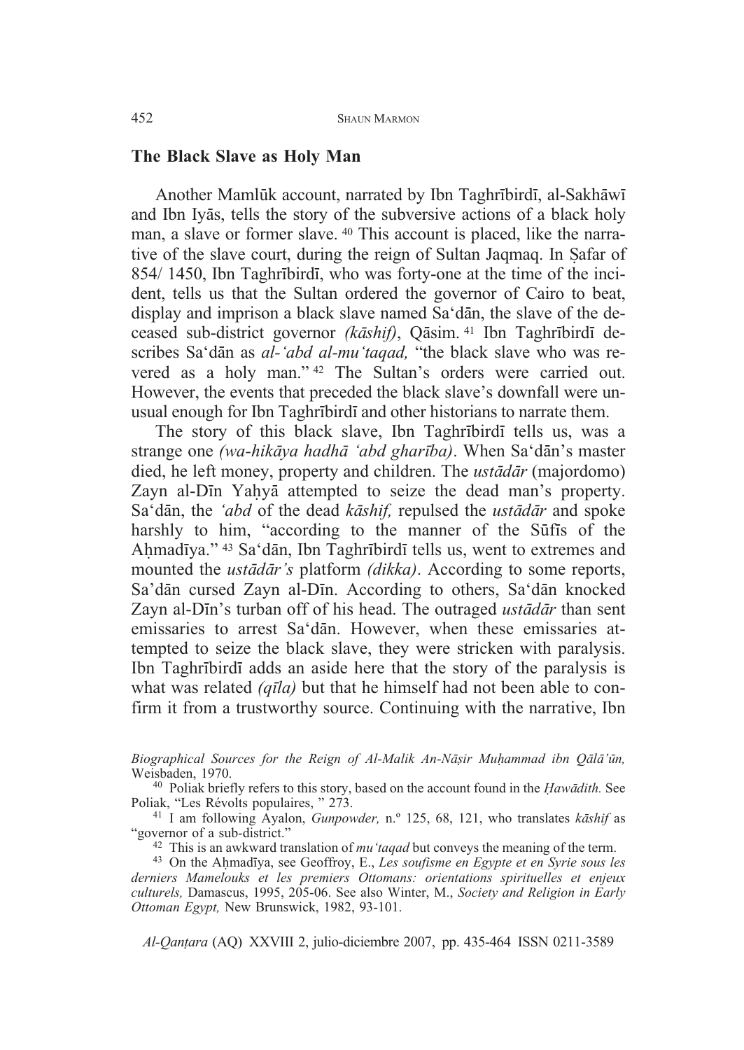## The Black Slave as Holy Man

Another Mamlūk account, narrated by Ibn Taghrībirdī, al-Sakhāwī and Ibn Iyās, tells the story of the subversive actions of a black holy man, a slave or former slave. [40] This account is placed, like the narrative of the slave court, during the reign of Sultan Jaqmaq. In Ṣafar of 854/ 1450, Ibn Taghrībirdī, who was forty-one at the time of the incident, tells us that the Sultan ordered the governor of Cairo to beat, display and imprison a black slave named Sa'dān, the slave of the deceased sub-district governor *(kāshif)*, Qāsim. [41] Ibn Taghrībirdī describes Sa'dān as *al-'abd al-mu'taqad,* "the black slave who was revered as a holy man." [42] The Sultan's orders were carried out. However, the events that preceded the black slave's downfall were unusual enough for Ibn Taghrībirdī and other historians to narrate them.

The story of this black slave, Ibn Taghrībirdī tells us, was a strange one *(wa-hikāya hadhā 'abd gharība)*. When Sa'dān's master died, he left money, property and children. The *ustādār* (majordomo) Zayn al-Dīn Yaḥyā attempted to seize the dead man's property. Sa'dān, the *'abd* of the dead *kāshif,* repulsed the *ustādār* and spoke harshly to him, "according to the manner of the Sūfīs of the Aḥmadīya." [43] Sa'dān, Ibn Taghrībirdī tells us, went to extremes and mounted the *ustādār's* platform *(dikka)*. According to some reports, Sa'dān cursed Zayn al-Dīn. According to others, Sa'dān knocked Zayn al-Dīn's turban off of his head. The outraged *ustādār* than sent emissaries to arrest Sa'dān. However, when these emissaries attempted to seize the black slave, they were stricken with paralysis. Ibn Taghrībirdī adds an aside here that the story of the paralysis is what was related *(qīla)* but that he himself had not been able to confirm it from a trustworthy source. Continuing with the narrative, Ibn

*Biographical Sources for the Reign of Al-Malik An-Nāṣir Muḥammad ibn Qālā'ūn,* Weisbaden, 1970.

[40] Poliak briefly refers to this story, based on the account found in the *Ḥawādith.* See Poliak, "Les Révolts populaires, " 273.

[41] I am following Ayalon, *Gunpowder,* n.º 125, 68, 121, who translates *kāshif* as "governor of a sub-district."

[42] This is an awkward translation of *mu'taqad* but conveys the meaning of the term.

[43] On the Aḥmadīya, see Geoffroy, E., *Les soufisme en Egypte et en Syrie sous les derniers Mamelouks et les premiers Ottomans: orientations spirituelles et enjeux culturels,* Damascus, 1995, 205-06. See also Winter, M., *Society and Religion in Early Ottoman Egypt,* New Brunswick, 1982, 93-101.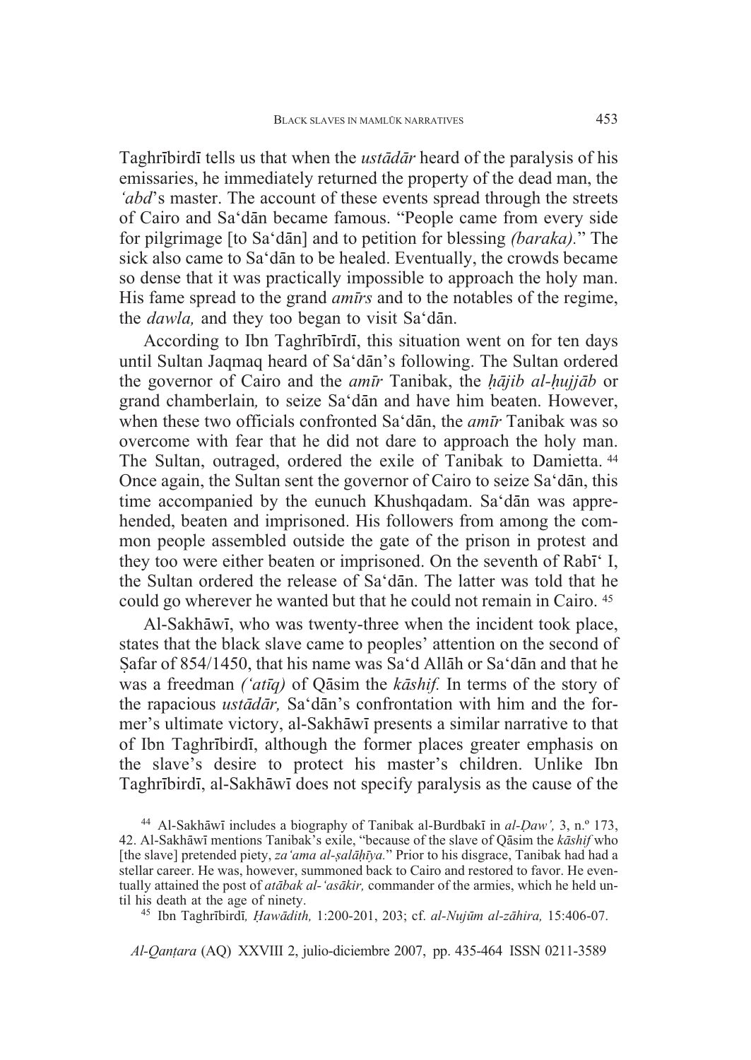Taghrībirdī tells us that when the *ustādār* heard of the paralysis of his emissaries, he immediately returned the property of the dead man, the *'abd*'s master. The account of these events spread through the streets of Cairo and Sa'dān became famous. "People came from every side for pilgrimage [to Sa'dān] and to petition for blessing *(baraka).*" The sick also came to Sa'dān to be healed. Eventually, the crowds became so dense that it was practically impossible to approach the holy man. His fame spread to the grand *amīrs* and to the notables of the regime, the *dawla,* and they too began to visit Sa'dān.

According to Ibn Taghrībirdī, this situation went on for ten days until Sultan Jaqmaq heard of Sa'dān's following. The Sultan ordered the governor of Cairo and the *amīr* Tanibak, the *ḥājib al-ḥujjāb* or grand chamberlain*,* to seize Sa'dān and have him beaten. However, when these two officials confronted Sa'dān, the *amīr* Tanibak was so overcome with fear that he did not dare to approach the holy man. The Sultan, outraged, ordered the exile of Tanibak to Damietta. [44] Once again, the Sultan sent the governor of Cairo to seize Sa'dān, this time accompanied by the eunuch Khushqadam. Sa'dān was apprehended, beaten and imprisoned. His followers from among the common people assembled outside the gate of the prison in protest and they too were either beaten or imprisoned. On the seventh of Rabī' I, the Sultan ordered the release of Sa'dān. The latter was told that he could go wherever he wanted but that he could not remain in Cairo. [45]

Al-Sakhāwī, who was twenty-three when the incident took place, states that the black slave came to peoples' attention on the second of Ṣafar of 854/1450, that his name was Sa'd Allāh or Sa'dān and that he was a freedman *('atīq)* of Qāsim the *kāshif.* In terms of the story of the rapacious *ustādār,* Sa'dān's confrontation with him and the former's ultimate victory, al-Sakhāwī presents a similar narrative to that of Ibn Taghrībirdī, although the former places greater emphasis on the slave's desire to protect his master's children. Unlike Ibn Taghrībirdī, al-Sakhāwī does not specify paralysis as the cause of the

[44] Al-Sakhāwī includes a biography of Tanibak al-Burdbakī in *al-Ḍaw',* 3, n.º 173, 42. Al-Sakhāwī mentions Tanibak's exile, "because of the slave of Qāsim the *kāshif* who [the slave] pretended piety, *za'ama al-ṣalāḥīya.*" Prior to his disgrace, Tanibak had had a stellar career. He was, however, summoned back to Cairo and restored to favor. He eventually attained the post of *atābak al-'asākir,* commander of the armies, which he held until his death at the age of ninety.

[45] Ibn Taghrībirdī*, Ḥawādith,* 1:200-201, 203; cf. *al-Nujūm al-zāhira,* 15:406-07.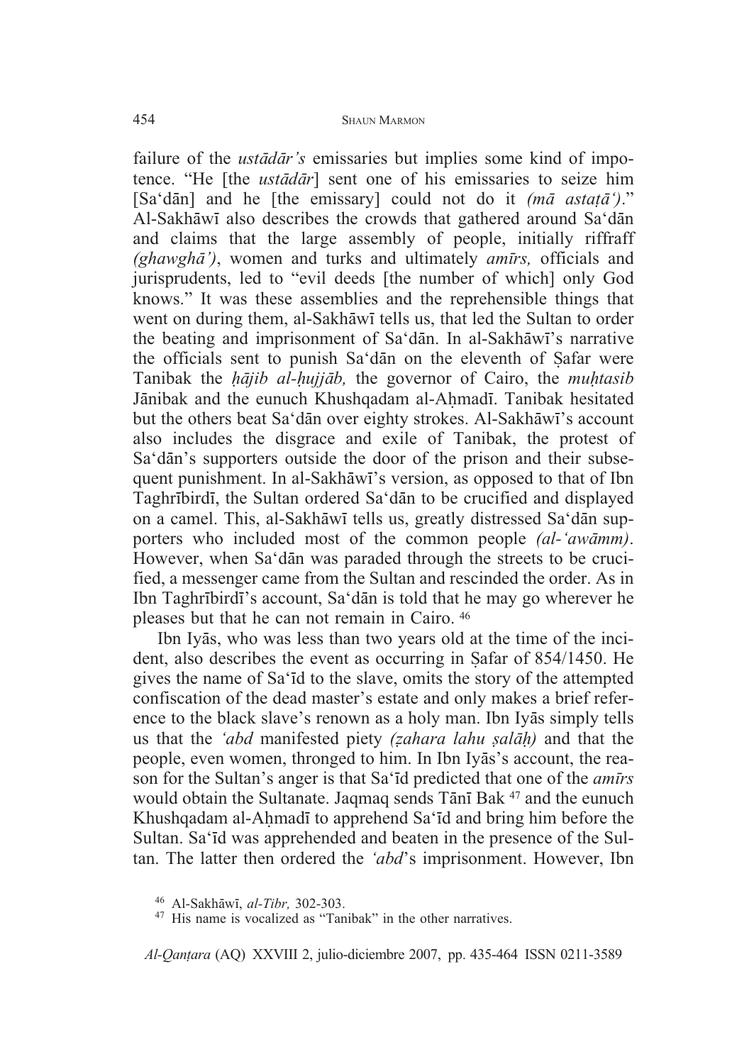failure of the *ustādār's* emissaries but implies some kind of impotence. "He [the *ustādār*] sent one of his emissaries to seize him [Saʻdān] and he [the emissary] could not do it *(mā astaṭāʻ)*." Al-Sakhāwī also describes the crowds that gathered around Saʻdān and claims that the large assembly of people, initially riffraff *(ghawghā')*, women and turks and ultimately *amīrs,* officials and jurisprudents, led to "evil deeds [the number of which] only God knows." It was these assemblies and the reprehensible things that went on during them, al-Sakhāwī tells us, that led the Sultan to order the beating and imprisonment of Saʻdān. In al-Sakhāwī's narrative the officials sent to punish Saʻdān on the eleventh of Ṣafar were Tanibak the *ḥājib al-ḥujjāb,* the governor of Cairo, the *muḥtasib* Jānibak and the eunuch Khushqadam al-Aḥmadī. Tanibak hesitated but the others beat Saʻdān over eighty strokes. Al-Sakhāwī's account also includes the disgrace and exile of Tanibak, the protest of Saʻdān's supporters outside the door of the prison and their subsequent punishment. In al-Sakhāwī's version, as opposed to that of Ibn Taghrībirdī, the Sultan ordered Saʻdān to be crucified and displayed on a camel. This, al-Sakhāwī tells us, greatly distressed Saʻdān supporters who included most of the common people *(al-ʻawāmm)*. However, when Saʻdān was paraded through the streets to be crucified, a messenger came from the Sultan and rescinded the order. As in Ibn Taghrībirdī's account, Saʻdān is told that he may go wherever he pleases but that he can not remain in Cairo. [46]

Ibn Iyās, who was less than two years old at the time of the incident, also describes the event as occurring in Ṣafar of 854/1450. He gives the name of Saʻīd to the slave, omits the story of the attempted confiscation of the dead master's estate and only makes a brief reference to the black slave's renown as a holy man. Ibn Iyās simply tells us that the *ʻabd* manifested piety *(ẓahara lahu ṣalāḥ)* and that the people, even women, thronged to him. In Ibn Iyās's account, the reason for the Sultan's anger is that Saʻīd predicted that one of the *amīrs* would obtain the Sultanate. Jaqmaq sends Tānī Bak [47] and the eunuch Khushqadam al-Aḥmadī to apprehend Saʻīd and bring him before the Sultan. Saʻīd was apprehended and beaten in the presence of the Sultan. The latter then ordered the *ʻabd*'s imprisonment. However, Ibn

[46] Al-Sakhāwī, *al-Tibr,* 302-303.

[47] His name is vocalized as "Tanibak" in the other narratives.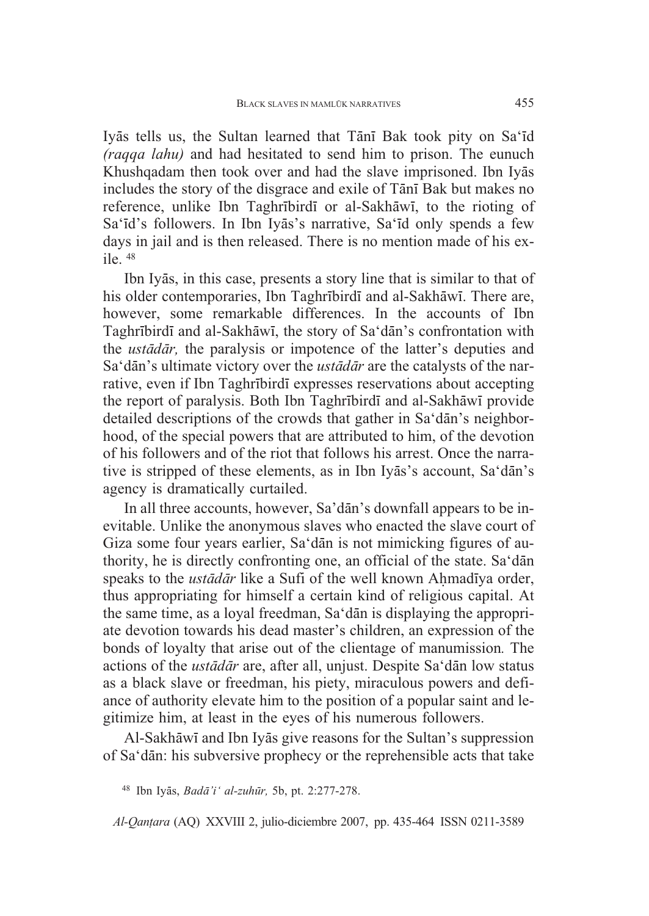Iyās tells us, the Sultan learned that Tānī Bak took pity on Sa'īd *(raqqa lahu)* and had hesitated to send him to prison. The eunuch Khushqadam then took over and had the slave imprisoned. Ibn Iyās includes the story of the disgrace and exile of Tānī Bak but makes no reference, unlike Ibn Taghrībirdī or al-Sakhāwī, to the rioting of Sa'īd's followers. In Ibn Iyās's narrative, Sa'īd only spends a few days in jail and is then released. There is no mention made of his exile. [48]

Ibn Iyās, in this case, presents a story line that is similar to that of his older contemporaries, Ibn Taghrībirdī and al-Sakhāwī. There are, however, some remarkable differences. In the accounts of Ibn Taghrībirdī and al-Sakhāwī, the story of Sa'dān's confrontation with the *ustādār,* the paralysis or impotence of the latter's deputies and Sa'dān's ultimate victory over the *ustādār* are the catalysts of the narrative, even if Ibn Taghrībirdī expresses reservations about accepting the report of paralysis. Both Ibn Taghrībirdī and al-Sakhāwī provide detailed descriptions of the crowds that gather in Sa'dān's neighborhood, of the special powers that are attributed to him, of the devotion of his followers and of the riot that follows his arrest. Once the narrative is stripped of these elements, as in Ibn Iyās's account, Sa'dān's agency is dramatically curtailed.

In all three accounts, however, Sa'dān's downfall appears to be inevitable. Unlike the anonymous slaves who enacted the slave court of Giza some four years earlier, Sa'dān is not mimicking figures of authority, he is directly confronting one, an official of the state. Sa'dān speaks to the *ustādār* like a Sufi of the well known Aḥmadīya order, thus appropriating for himself a certain kind of religious capital. At the same time, as a loyal freedman, Sa'dān is displaying the appropriate devotion towards his dead master's children, an expression of the bonds of loyalty that arise out of the clientage of manumission*.* The actions of the *ustādār* are, after all, unjust. Despite Sa'dān low status as a black slave or freedman, his piety, miraculous powers and defiance of authority elevate him to the position of a popular saint and legitimize him, at least in the eyes of his numerous followers.

Al-Sakhāwī and Ibn Iyās give reasons for the Sultan's suppression of Sa'dān: his subversive prophecy or the reprehensible acts that take

[48] Ibn Iyās, *Badā'i' al-zuhūr,* 5b, pt. 2:277-278.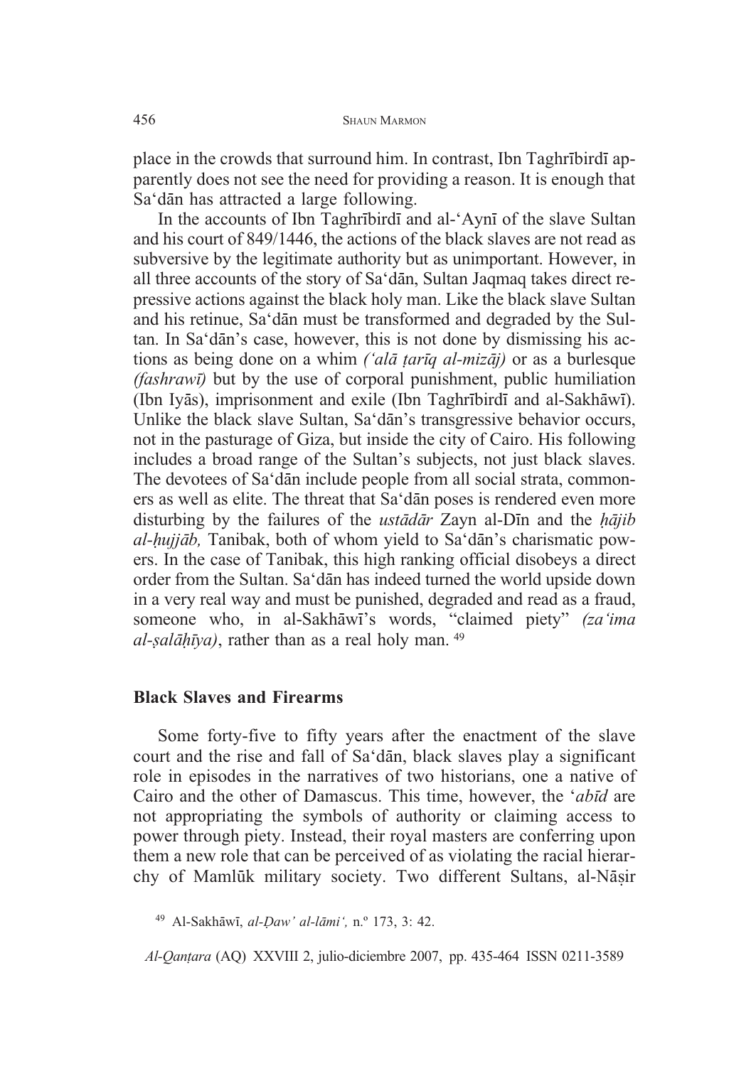place in the crowds that surround him. In contrast, Ibn Taghrībirdī apparently does not see the need for providing a reason. It is enough that Sa'dān has attracted a large following.

In the accounts of Ibn Taghrībirdī and al-'Aynī of the slave Sultan and his court of 849/1446, the actions of the black slaves are not read as subversive by the legitimate authority but as unimportant. However, in all three accounts of the story of Sa'dān, Sultan Jaqmaq takes direct repressive actions against the black holy man. Like the black slave Sultan and his retinue, Sa'dān must be transformed and degraded by the Sultan. In Sa'dān's case, however, this is not done by dismissing his actions as being done on a whim *('alā ṭarīq al-mizāj)* or as a burlesque *(fashrawī)* but by the use of corporal punishment, public humiliation (Ibn Iyās), imprisonment and exile (Ibn Taghrībirdī and al-Sakhāwī). Unlike the black slave Sultan, Sa'dān's transgressive behavior occurs, not in the pasturage of Giza, but inside the city of Cairo. His following includes a broad range of the Sultan's subjects, not just black slaves. The devotees of Sa'dān include people from all social strata, commoners as well as elite. The threat that Sa'dān poses is rendered even more disturbing by the failures of the *ustādār* Zayn al-Dīn and the *ḥājib al-ḥujjāb,* Tanibak, both of whom yield to Sa'dān's charismatic powers. In the case of Tanibak, this high ranking official disobeys a direct order from the Sultan. Sa'dān has indeed turned the world upside down in a very real way and must be punished, degraded and read as a fraud, someone who, in al-Sakhāwī's words, "claimed piety" *(za'ima al-ṣalāḥīya)*, rather than as a real holy man. [49]

## Black Slaves and Firearms

Some forty-five to fifty years after the enactment of the slave court and the rise and fall of Sa'dān, black slaves play a significant role in episodes in the narratives of two historians, one a native of Cairo and the other of Damascus. This time, however, the '*abīd* are not appropriating the symbols of authority or claiming access to power through piety. Instead, their royal masters are conferring upon them a new role that can be perceived of as violating the racial hierarchy of Mamlūk military society. Two different Sultans, al-Nāṣir

[49] Al-Sakhāwī, *al-Ḍaw' al-lāmi',* n.º 173, 3: 42.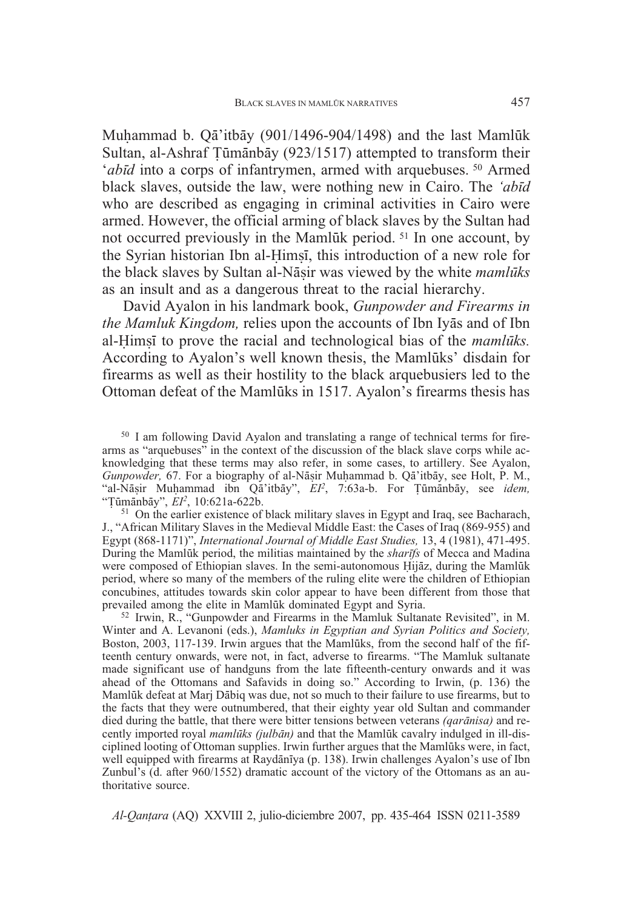Muḥammad b. Qā'itbāy (901/1496-904/1498) and the last Mamlūk Sultan, al-Ashraf Ṭūmānbāy (923/1517) attempted to transform their '*abīd* into a corps of infantrymen, armed with arquebuses. [50] Armed black slaves, outside the law, were nothing new in Cairo. The *'abīd* who are described as engaging in criminal activities in Cairo were armed. However, the official arming of black slaves by the Sultan had not occurred previously in the Mamlūk period. [51] In one account, by the Syrian historian Ibn al-Ḥimṣī, this introduction of a new role for the black slaves by Sultan al-Nāṣir was viewed by the white *mamlūks* as an insult and as a dangerous threat to the racial hierarchy.

David Ayalon in his landmark book, *Gunpowder and Firearms in the Mamluk Kingdom,* relies upon the accounts of Ibn Iyās and of Ibn al-Ḥimṣī to prove the racial and technological bias of the *mamlūks.* According to Ayalon's well known thesis, the Mamlūks' disdain for firearms as well as their hostility to the black arquebusiers led to the Ottoman defeat of the Mamlūks in 1517. Ayalon's firearms thesis has

[50] I am following David Ayalon and translating a range of technical terms for firearms as "arquebuses" in the context of the discussion of the black slave corps while acknowledging that these terms may also refer, in some cases, to artillery. See Ayalon, *Gunpowder,* 67. For a biography of al-Nāṣir Muḥammad b. Qā'itbāy, see Holt, P. M., "al-Nāṣir Muḥammad ibn Qā'itbāy", *EI*[2], 7:63a-b. For Ṭūmānbāy, see *idem,* "Ṭūmānbāy", *EI*[2], 10:621a-622b.

[51] On the earlier existence of black military slaves in Egypt and Iraq, see Bacharach, J., "African Military Slaves in the Medieval Middle East: the Cases of Iraq (869-955) and Egypt (868-1171)", *International Journal of Middle East Studies,* 13, 4 (1981), 471-495. During the Mamlūk period, the militias maintained by the *sharīfs* of Mecca and Madina were composed of Ethiopian slaves. In the semi-autonomous Ḥijāz, during the Mamlūk period, where so many of the members of the ruling elite were the children of Ethiopian concubines, attitudes towards skin color appear to have been different from those that prevailed among the elite in Mamlūk dominated Egypt and Syria.

[52] Irwin, R., "Gunpowder and Firearms in the Mamluk Sultanate Revisited", in M. Winter and A. Levanoni (eds.), *Mamluks in Egyptian and Syrian Politics and Society,* Boston, 2003, 117-139. Irwin argues that the Mamlūks, from the second half of the fifteenth century onwards, were not, in fact, adverse to firearms. "The Mamluk sultanate made significant use of handguns from the late fifteenth-century onwards and it was ahead of the Ottomans and Safavids in doing so." According to Irwin, (p. 136) the Mamlūk defeat at Marj Dābiq was due, not so much to their failure to use firearms, but to the facts that they were outnumbered, that their eighty year old Sultan and commander died during the battle, that there were bitter tensions between veterans *(qarānisa)* and recently imported royal *mamlūks (julbān)* and that the Mamlūk cavalry indulged in ill-disciplined looting of Ottoman supplies. Irwin further argues that the Mamlūks were, in fact, well equipped with firearms at Raydānīya (p. 138). Irwin challenges Ayalon's use of Ibn Zunbul's (d. after 960/1552) dramatic account of the victory of the Ottomans as an authoritative source.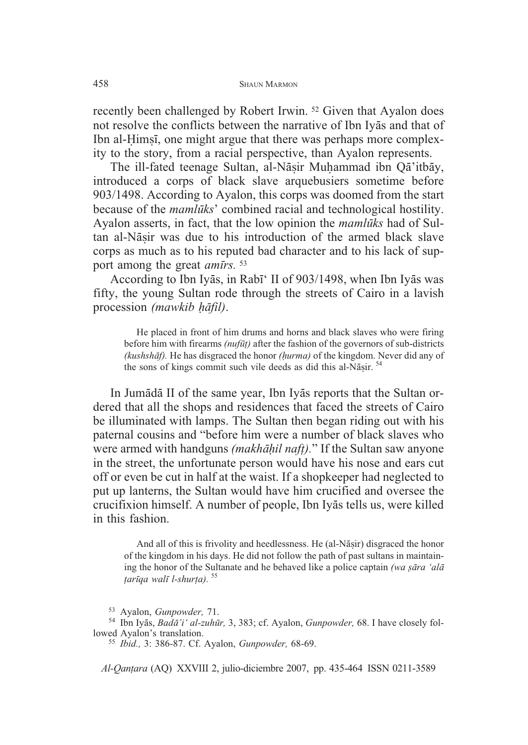recently been challenged by Robert Irwin. [52] Given that Ayalon does not resolve the conflicts between the narrative of Ibn Iyās and that of Ibn al-Ḥimṣī, one might argue that there was perhaps more complexity to the story, from a racial perspective, than Ayalon represents.

The ill-fated teenage Sultan, al-Nāṣir Muḥammad ibn Qā'itbāy, introduced a corps of black slave arquebusiers sometime before 903/1498. According to Ayalon, this corps was doomed from the start because of the *mamlūks*' combined racial and technological hostility. Ayalon asserts, in fact, that the low opinion the *mamlūks* had of Sultan al-Nāṣir was due to his introduction of the armed black slave corps as much as to his reputed bad character and to his lack of support among the great *amīrs.* [53]

According to Ibn Iyās, in Rabī' II of 903/1498, when Ibn Iyās was fifty, the young Sultan rode through the streets of Cairo in a lavish procession *(mawkib ḥāfil)*.

> He placed in front of him drums and horns and black slaves who were firing before him with firearms *(nufūṭ)* after the fashion of the governors of sub-districts *(kushshāf).* He has disgraced the honor *(ḥurma)* of the kingdom. Never did any of the sons of kings commit such vile deeds as did this al-Nāṣir. [54]

In Jumādā II of the same year, Ibn Iyās reports that the Sultan ordered that all the shops and residences that faced the streets of Cairo be illuminated with lamps. The Sultan then began riding out with his paternal cousins and "before him were a number of black slaves who were armed with handguns *(makhāḥil nafṭ).*" If the Sultan saw anyone in the street, the unfortunate person would have his nose and ears cut off or even be cut in half at the waist. If a shopkeeper had neglected to put up lanterns, the Sultan would have him crucified and oversee the crucifixion himself. A number of people, Ibn Iyās tells us, were killed in this fashion.

> And all of this is frivolity and heedlessness. He (al-Nāṣir) disgraced the honor of the kingdom in his days. He did not follow the path of past sultans in maintaining the honor of the Sultanate and he behaved like a police captain *(wa ṣāra 'alā ṭarīqa walī l-shurṭa).* [55]

[53] Ayalon, *Gunpowder,* 71.

[54] Ibn Iyās, *Badā'i' al-zuhūr,* 3, 383; cf. Ayalon, *Gunpowder,* 68. I have closely followed Ayalon's translation.

[55] *Ibid.,* 3: 386-87. Cf. Ayalon, *Gunpowder,* 68-69.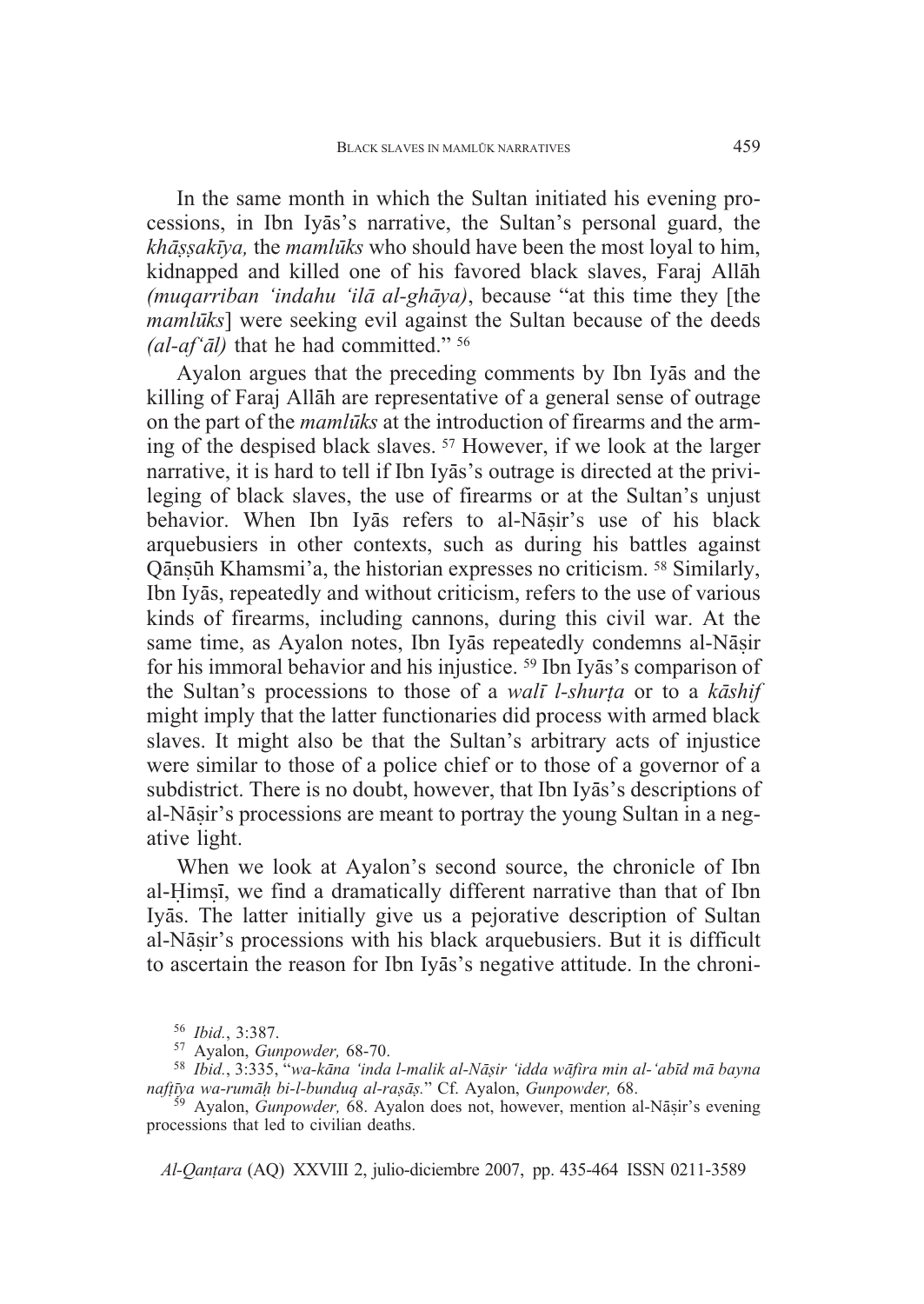In the same month in which the Sultan initiated his evening processions, in Ibn Iyās's narrative, the Sultan's personal guard, the *khāṣṣakīya,* the *mamlūks* who should have been the most loyal to him, kidnapped and killed one of his favored black slaves, Faraj Allāh *(muqarriban 'indahu 'ilā al-ghāya)*, because "at this time they [the *mamlūks*] were seeking evil against the Sultan because of the deeds *(al-af'āl)* that he had committed." [56]

Ayalon argues that the preceding comments by Ibn Iyās and the killing of Faraj Allāh are representative of a general sense of outrage on the part of the *mamlūks* at the introduction of firearms and the arming of the despised black slaves. [57] However, if we look at the larger narrative, it is hard to tell if Ibn Iyās's outrage is directed at the privileging of black slaves, the use of firearms or at the Sultan's unjust behavior. When Ibn Iyās refers to al-Nāṣir's use of his black arquebusiers in other contexts, such as during his battles against Qānṣūh Khamsmi'a, the historian expresses no criticism. [58] Similarly, Ibn Iyās, repeatedly and without criticism, refers to the use of various kinds of firearms, including cannons, during this civil war. At the same time, as Ayalon notes, Ibn Iyās repeatedly condemns al-Nāṣir for his immoral behavior and his injustice. [59] Ibn Iyās's comparison of the Sultan's processions to those of a *walī l-shurṭa* or to a *kāshif* might imply that the latter functionaries did process with armed black slaves. It might also be that the Sultan's arbitrary acts of injustice were similar to those of a police chief or to those of a governor of a subdistrict. There is no doubt, however, that Ibn Iyās's descriptions of al-Nāṣir's processions are meant to portray the young Sultan in a negative light.

When we look at Ayalon's second source, the chronicle of Ibn al-Ḥimṣī, we find a dramatically different narrative than that of Ibn Iyās. The latter initially give us a pejorative description of Sultan al-Nāṣir's processions with his black arquebusiers. But it is difficult to ascertain the reason for Ibn Iyās's negative attitude. In the chroni-

[56] *Ibid.*, 3:387.

[57] Ayalon, *Gunpowder,* 68-70.

[58] *Ibid.*, 3:335, "*wa-kāna 'inda l-malik al-Nāṣir 'idda wāfira min al-'abīd mā bayna nafṭīya wa-rumāḥ bi-l-bunduq al-raṣāṣ.*" Cf. Ayalon, *Gunpowder,* 68.

[59] Ayalon, *Gunpowder,* 68. Ayalon does not, however, mention al-Nāṣir's evening processions that led to civilian deaths.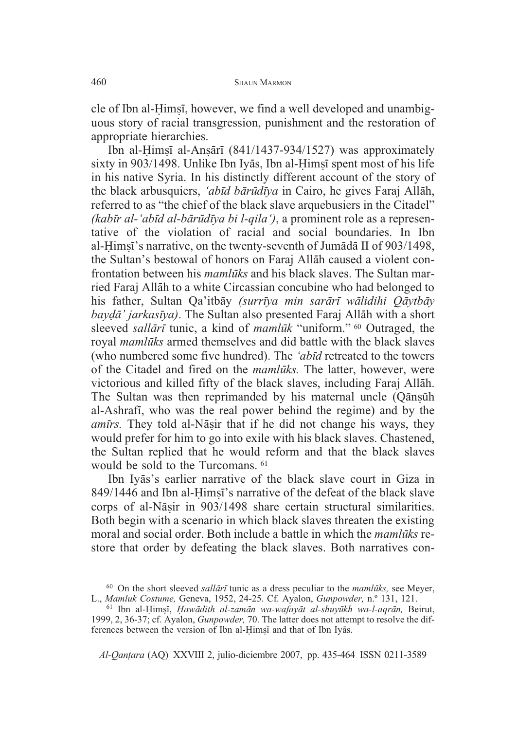cle of Ibn al-Ḥimṣī, however, we find a well developed and unambiguous story of racial transgression, punishment and the restoration of appropriate hierarchies.

Ibn al-Ḥimṣī al-Anṣārī (841/1437-934/1527) was approximately sixty in 903/1498. Unlike Ibn Iyās, Ibn al-Ḥimṣī spent most of his life in his native Syria. In his distinctly different account of the story of the black arbusquiers, *'abīd bārūdīya* in Cairo, he gives Faraj Allāh, referred to as "the chief of the black slave arquebusiers in the Citadel" *(kabīr al-'abīd al-bārūdīya bi l-qila')*, a prominent role as a representative of the violation of racial and social boundaries. In Ibn al-Ḥimṣī's narrative, on the twenty-seventh of Jumādā II of 903/1498, the Sultan's bestowal of honors on Faraj Allāh caused a violent confrontation between his *mamlūks* and his black slaves. The Sultan married Faraj Allāh to a white Circassian concubine who had belonged to his father, Sultan Qa'itbāy *(surrīya min sarārī wālidihi Qāytbāy bayḍā' jarkasīya)*. The Sultan also presented Faraj Allāh with a short sleeved *sallārī* tunic, a kind of *mamlūk* "uniform." [60] Outraged, the royal *mamlūks* armed themselves and did battle with the black slaves (who numbered some five hundred). The *'abīd* retreated to the towers of the Citadel and fired on the *mamlūks.* The latter, however, were victorious and killed fifty of the black slaves, including Faraj Allāh. The Sultan was then reprimanded by his maternal uncle (Qānṣūh al-Ashrafī, who was the real power behind the regime) and by the *amīrs.* They told al-Nāṣir that if he did not change his ways, they would prefer for him to go into exile with his black slaves. Chastened, the Sultan replied that he would reform and that the black slaves would be sold to the Turcomans. [61]

Ibn Iyās's earlier narrative of the black slave court in Giza in 849/1446 and Ibn al-Ḥimṣī's narrative of the defeat of the black slave corps of al-Nāṣir in 903/1498 share certain structural similarities. Both begin with a scenario in which black slaves threaten the existing moral and social order. Both include a battle in which the *mamlūks* restore that order by defeating the black slaves. Both narratives con-

[60] On the short sleeved *sallārī* tunic as a dress peculiar to the *mamlūks,* see Meyer, L., *Mamluk Costume,* Geneva, 1952, 24-25. Cf. Ayalon, *Gunpowder,* n.º 131, 121.

[61] Ibn al-Ḥimṣī, *Ḥawādith al-zamān wa-wafayāt al-shuyūkh wa-l-aqrān,* Beirut, 1999, 2, 36-37; cf. Ayalon, *Gunpowder,* 70. The latter does not attempt to resolve the differences between the version of Ibn al-Ḥimṣī and that of Ibn Iyās.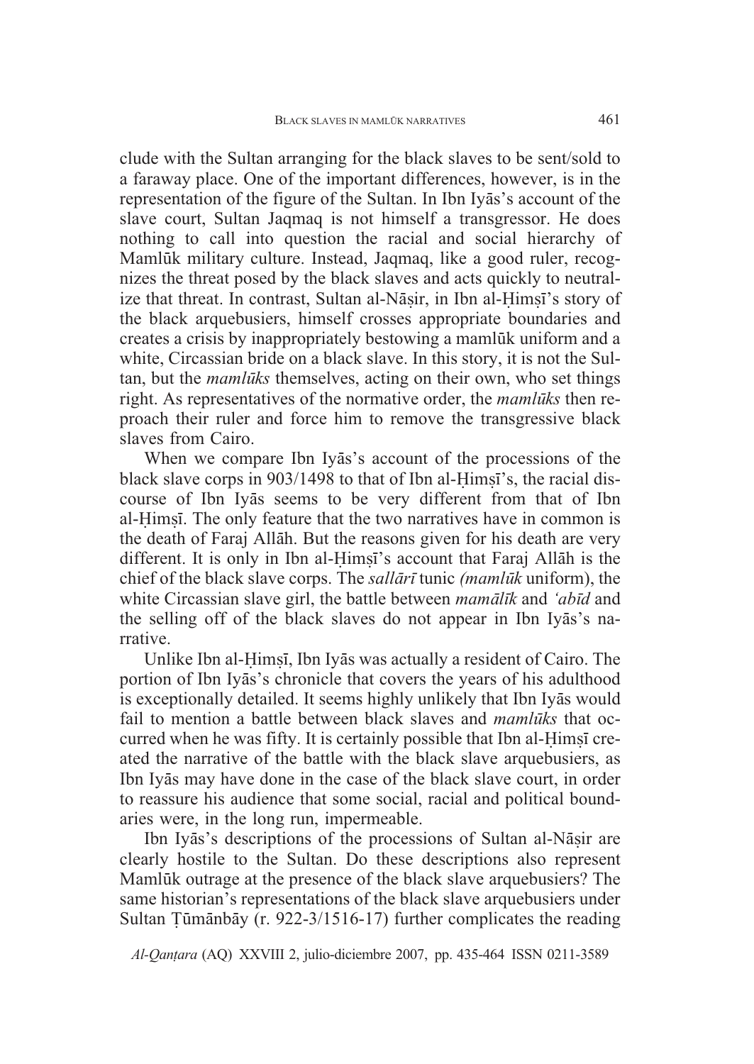clude with the Sultan arranging for the black slaves to be sent/sold to a faraway place. One of the important differences, however, is in the representation of the figure of the Sultan. In Ibn Iyās's account of the slave court, Sultan Jaqmaq is not himself a transgressor. He does nothing to call into question the racial and social hierarchy of Mamlūk military culture. Instead, Jaqmaq, like a good ruler, recognizes the threat posed by the black slaves and acts quickly to neutralize that threat. In contrast, Sultan al-Nāṣir, in Ibn al-Ḥimṣī's story of the black arquebusiers, himself crosses appropriate boundaries and creates a crisis by inappropriately bestowing a mamlūk uniform and a white, Circassian bride on a black slave. In this story, it is not the Sultan, but the *mamlūks* themselves, acting on their own, who set things right. As representatives of the normative order, the *mamlūks* then reproach their ruler and force him to remove the transgressive black slaves from Cairo.

When we compare Ibn Iyās's account of the processions of the black slave corps in 903/1498 to that of Ibn al-Ḥimṣī's, the racial discourse of Ibn Iyās seems to be very different from that of Ibn al-Ḥimṣī. The only feature that the two narratives have in common is the death of Faraj Allāh. But the reasons given for his death are very different. It is only in Ibn al-Ḥimṣī's account that Faraj Allāh is the chief of the black slave corps. The *sallārī* tunic *(mamlūk* uniform), the white Circassian slave girl, the battle between *mamālīk* and *ʿabīd* and the selling off of the black slaves do not appear in Ibn Iyās's narrative.

Unlike Ibn al-Ḥimṣī, Ibn Iyās was actually a resident of Cairo. The portion of Ibn Iyās's chronicle that covers the years of his adulthood is exceptionally detailed. It seems highly unlikely that Ibn Iyās would fail to mention a battle between black slaves and *mamlūks* that occurred when he was fifty. It is certainly possible that Ibn al-Ḥimṣī created the narrative of the battle with the black slave arquebusiers, as Ibn Iyās may have done in the case of the black slave court, in order to reassure his audience that some social, racial and political boundaries were, in the long run, impermeable.

Ibn Iyās's descriptions of the processions of Sultan al-Nāṣir are clearly hostile to the Sultan. Do these descriptions also represent Mamlūk outrage at the presence of the black slave arquebusiers? The same historian's representations of the black slave arquebusiers under Sultan Ṭūmānbāy (r. 922-3/1516-17) further complicates the reading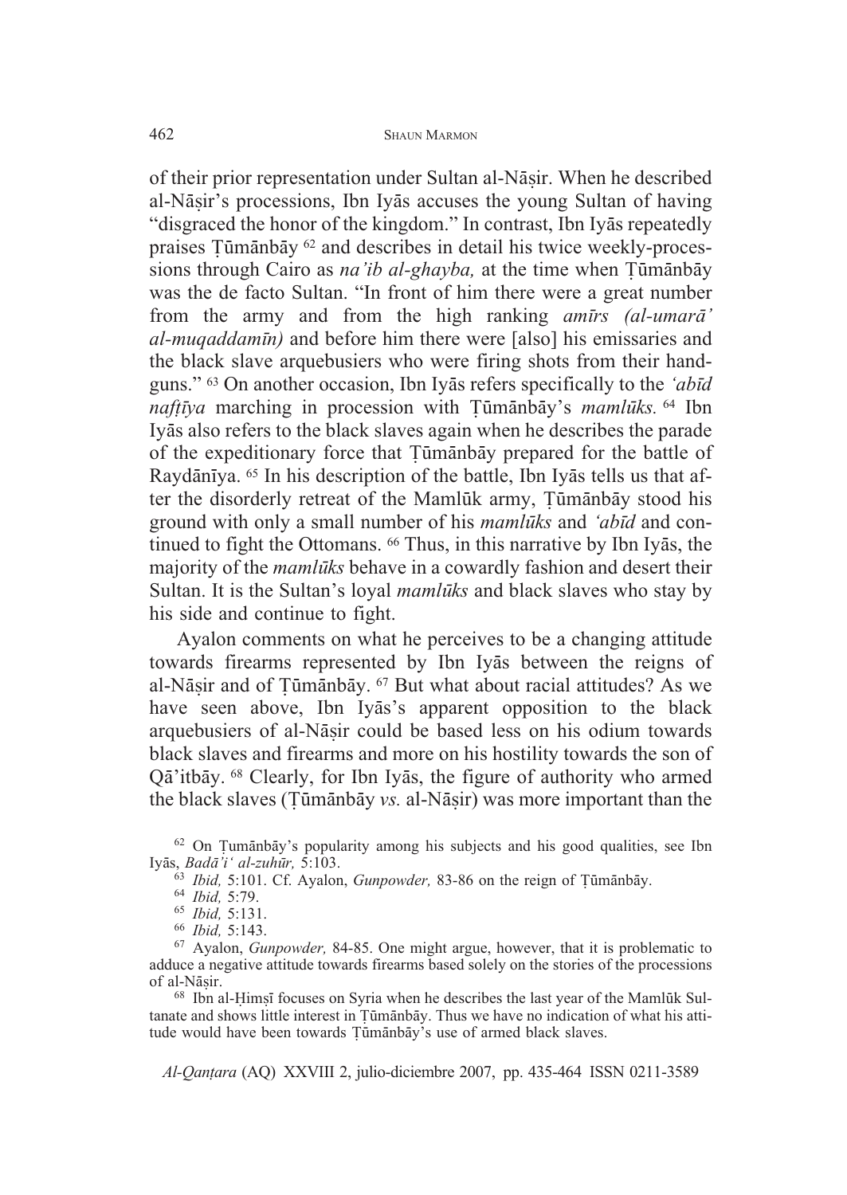of their prior representation under Sultan al-Nāṣir. When he described al-Nāṣir's processions, Ibn Iyās accuses the young Sultan of having "disgraced the honor of the kingdom." In contrast, Ibn Iyās repeatedly praises Ṭūmānbāy [62] and describes in detail his twice weekly-processions through Cairo as *na'ib al-ghayba,* at the time when Ṭūmānbāy was the de facto Sultan. "In front of him there were a great number from the army and from the high ranking *amīrs (al-umarā' al-muqaddamīn)* and before him there were [also] his emissaries and the black slave arquebusiers who were firing shots from their handguns." [63] On another occasion, Ibn Iyās refers specifically to the *'abīd nafṭīya* marching in procession with Ṭūmānbāy's *mamlūks.* [64] Ibn Iyās also refers to the black slaves again when he describes the parade of the expeditionary force that Ṭūmānbāy prepared for the battle of Raydānīya. [65] In his description of the battle, Ibn Iyās tells us that after the disorderly retreat of the Mamlūk army, Ṭūmānbāy stood his ground with only a small number of his *mamlūks* and *'abīd* and continued to fight the Ottomans. [66] Thus, in this narrative by Ibn Iyās, the majority of the *mamlūks* behave in a cowardly fashion and desert their Sultan. It is the Sultan's loyal *mamlūks* and black slaves who stay by his side and continue to fight.

Ayalon comments on what he perceives to be a changing attitude towards firearms represented by Ibn Iyās between the reigns of al-Nāṣir and of Ṭūmānbāy. [67] But what about racial attitudes? As we have seen above, Ibn Iyās's apparent opposition to the black arquebusiers of al-Nāṣir could be based less on his odium towards black slaves and firearms and more on his hostility towards the son of Qā'itbāy. [68] Clearly, for Ibn Iyās, the figure of authority who armed the black slaves (Ṭūmānbāy *vs.* al-Nāṣir) was more important than the

[62] On Ṭumānbāy's popularity among his subjects and his good qualities, see Ibn Iyās, *Badā'i' al-zuhūr,* 5:103.

[63] *Ibid,* 5:101. Cf. Ayalon, *Gunpowder,* 83-86 on the reign of Ṭūmānbāy.

[64] *Ibid,* 5:79.

[65] *Ibid,* 5:131.

[66] *Ibid,* 5:143.

[67] Ayalon, *Gunpowder,* 84-85. One might argue, however, that it is problematic to adduce a negative attitude towards firearms based solely on the stories of the processions of al-Nāṣir.

[68] Ibn al-Ḥimṣī focuses on Syria when he describes the last year of the Mamlūk Sultanate and shows little interest in Ṭūmānbāy. Thus we have no indication of what his attitude would have been towards Ṭūmānbāy's use of armed black slaves.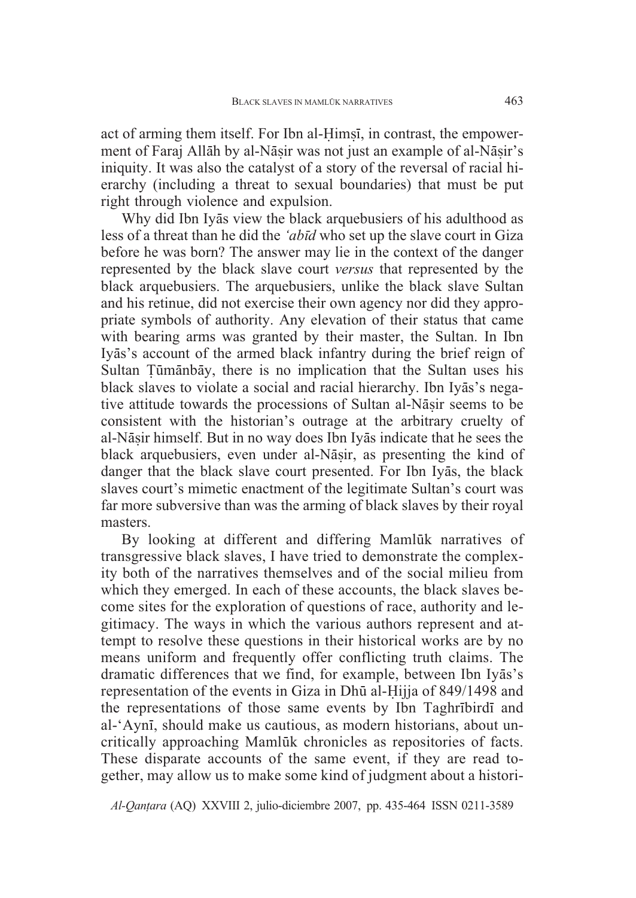act of arming them itself. For Ibn al-Ḥimṣī, in contrast, the empowerment of Faraj Allāh by al-Nāṣir was not just an example of al-Nāṣir's iniquity. It was also the catalyst of a story of the reversal of racial hierarchy (including a threat to sexual boundaries) that must be put right through violence and expulsion.

Why did Ibn Iyās view the black arquebusiers of his adulthood as less of a threat than he did the *'abīd* who set up the slave court in Giza before he was born? The answer may lie in the context of the danger represented by the black slave court *versus* that represented by the black arquebusiers. The arquebusiers, unlike the black slave Sultan and his retinue, did not exercise their own agency nor did they appropriate symbols of authority. Any elevation of their status that came with bearing arms was granted by their master, the Sultan. In Ibn Iyās's account of the armed black infantry during the brief reign of Sultan Ṭūmānbāy, there is no implication that the Sultan uses his black slaves to violate a social and racial hierarchy. Ibn Iyās's negative attitude towards the processions of Sultan al-Nāṣir seems to be consistent with the historian's outrage at the arbitrary cruelty of al-Nāṣir himself. But in no way does Ibn Iyās indicate that he sees the black arquebusiers, even under al-Nāṣir, as presenting the kind of danger that the black slave court presented. For Ibn Iyās, the black slaves court's mimetic enactment of the legitimate Sultan's court was far more subversive than was the arming of black slaves by their royal masters.

By looking at different and differing Mamlūk narratives of transgressive black slaves, I have tried to demonstrate the complexity both of the narratives themselves and of the social milieu from which they emerged. In each of these accounts, the black slaves become sites for the exploration of questions of race, authority and legitimacy. The ways in which the various authors represent and attempt to resolve these questions in their historical works are by no means uniform and frequently offer conflicting truth claims. The dramatic differences that we find, for example, between Ibn Iyās's representation of the events in Giza in Dhū al-Ḥijja of 849/1498 and the representations of those same events by Ibn Taghrībirdī and al-'Aynī, should make us cautious, as modern historians, about uncritically approaching Mamlūk chronicles as repositories of facts. These disparate accounts of the same event, if they are read together, may allow us to make some kind of judgment about a histori-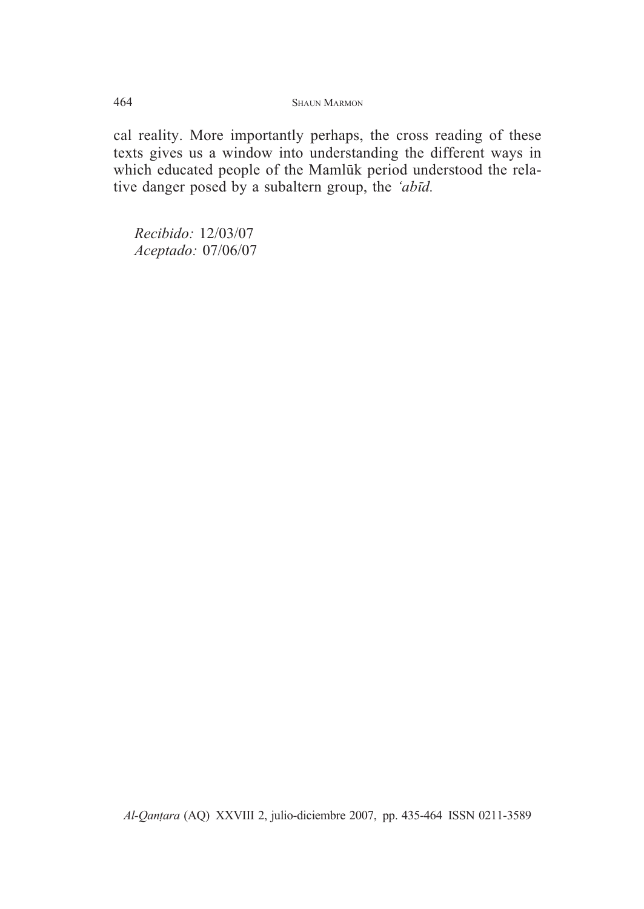cal reality. More importantly perhaps, the cross reading of these texts gives us a window into understanding the different ways in which educated people of the Mamlūk period understood the relative danger posed by a subaltern group, the *ʿabīd.*

*Recibido:* 12/03/07
*Aceptado:* 07/06/07